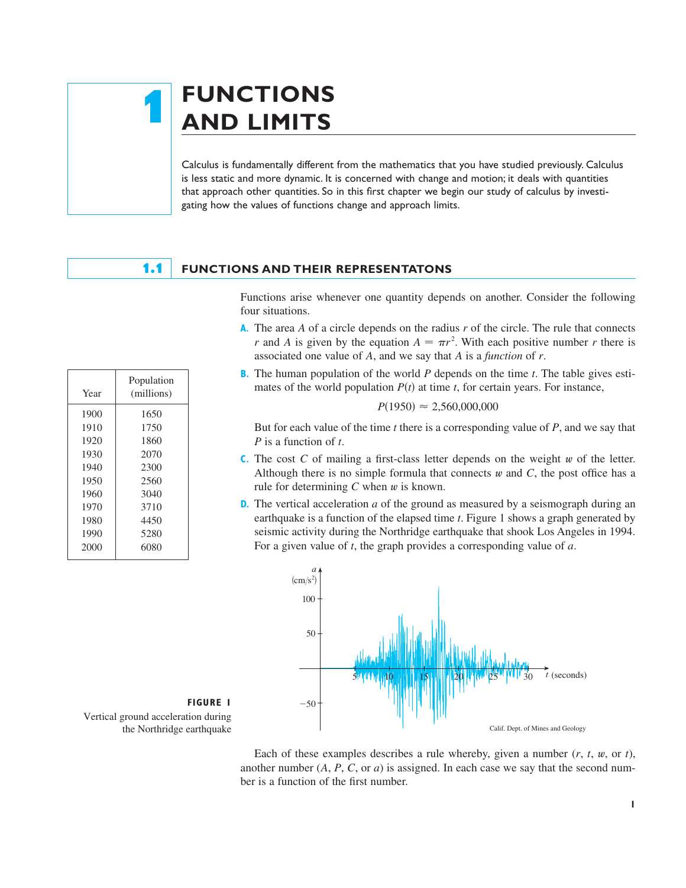# 1 FUNCTIONS AND LIMITS

Calculus is fundamentally different from the mathematics that you have studied previously. Calculus is less static and more dynamic. It is concerned with change and motion; it deals with quantities that approach other quantities. So in this first chapter we begin our study of calculus by investigating how the values of functions change and approach limits.

## 1.1 FUNCTIONS AND THEIR REPRESENTATONS

Functions arise whenever one quantity depends on another. Consider the following four situations.

**A.** The area $A$ of a circle depends on the radius $r$ of the circle. The rule that connects $r$ and $A$ is given by the equation $A = \pi r^2$. With each positive number $r$ there is associated one value of $A$, and we say that $A$ is a *function* of $r$.

**B.** The human population of the world $P$ depends on the time $t$. The table gives estimates of the world population $P(t)$ at time $t$, for certain years. For instance,

$$P(1950) \approx 2{,}560{,}000{,}000$$

But for each value of the time $t$ there is a corresponding value of $P$, and we say that $P$ is a function of $t$.

| Year | Population (millions) |
|---|---|
| 1900 | 1650 |
| 1910 | 1750 |
| 1920 | 1860 |
| 1930 | 2070 |
| 1940 | 2300 |
| 1950 | 2560 |
| 1960 | 3040 |
| 1970 | 3710 |
| 1980 | 4450 |
| 1990 | 5280 |
| 2000 | 6080 |

**C.** The cost $C$ of mailing a first-class letter depends on the weight $w$ of the letter. Although there is no simple formula that connects $w$ and $C$, the post office has a rule for determining $C$ when $w$ is known.

**D.** The vertical acceleration $a$ of the ground as measured by a seismograph during an earthquake is a function of the elapsed time $t$. Figure 1 shows a graph generated by seismic activity during the Northridge earthquake that shook Los Angeles in 1994. For a given value of $t$, the graph provides a corresponding value of $a$.

**FIGURE 1**
Vertical ground acceleration during the Northridge earthquake

Calif. Dept. of Mines and Geology

Each of these examples describes a rule whereby, given a number ($r$, $t$, $w$, or $t$), another number ($A$, $P$, $C$, or $a$) is assigned. In each case we say that the second number is a function of the first number.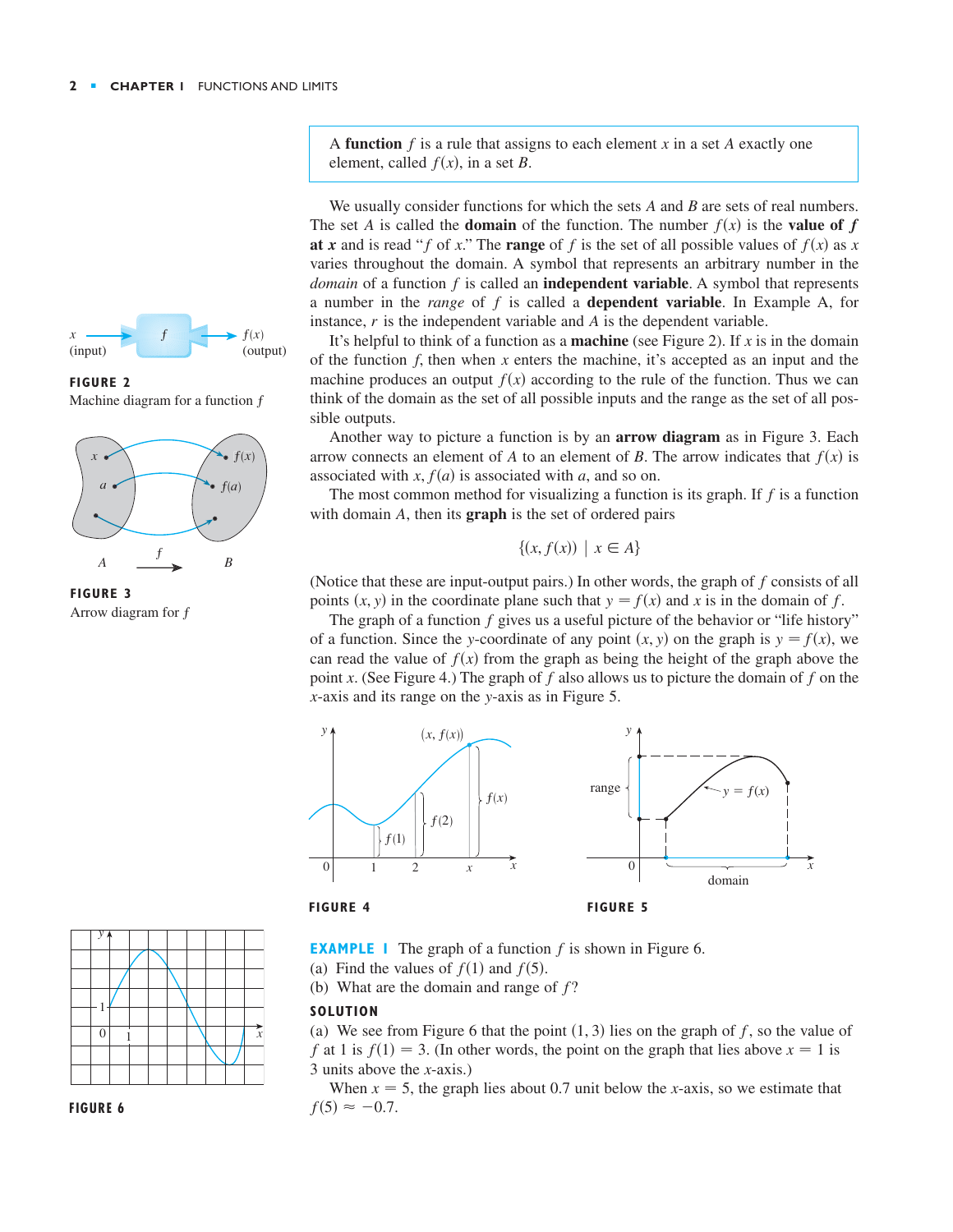> A **function** $f$ is a rule that assigns to each element $x$ in a set $A$ exactly one element, called $f(x)$, in a set $B$.

We usually consider functions for which the sets $A$ and $B$ are sets of real numbers. The set $A$ is called the **domain** of the function. The number $f(x)$ is the **value of $f$ at $x$** and is read "$f$ of $x$." The **range** of $f$ is the set of all possible values of $f(x)$ as $x$ varies throughout the domain. A symbol that represents an arbitrary number in the *domain* of a function $f$ is called an **independent variable**. A symbol that represents a number in the *range* of $f$ is called a **dependent variable**. In Example A, for instance, $r$ is the independent variable and $A$ is the dependent variable.

$x$ (input)

$f$

$f(x)$ (output)

**FIGURE 2**
Machine diagram for a function $f$

It's helpful to think of a function as a **machine** (see Figure 2). If $x$ is in the domain of the function $f$, then when $x$ enters the machine, it's accepted as an input and the machine produces an output $f(x)$ according to the rule of the function. Thus we can think of the domain as the set of all possible inputs and the range as the set of all possible outputs.

$x$

$a$

$f(x)$

$f(a)$

$A$

$f$

$B$

**FIGURE 3**
Arrow diagram for $f$

Another way to picture a function is by an **arrow diagram** as in Figure 3. Each arrow connects an element of $A$ to an element of $B$. The arrow indicates that $f(x)$ is associated with $x$, $f(a)$ is associated with $a$, and so on.

The most common method for visualizing a function is its graph. If $f$ is a function with domain $A$, then its **graph** is the set of ordered pairs

$$\{(x, f(x)) \mid x \in A\}$$

(Notice that these are input-output pairs.) In other words, the graph of $f$ consists of all points $(x, y)$ in the coordinate plane such that $y = f(x)$ and $x$ is in the domain of $f$.

The graph of a function $f$ gives us a useful picture of the behavior or "life history" of a function. Since the $y$-coordinate of any point $(x, y)$ on the graph is $y = f(x)$, we can read the value of $f(x)$ from the graph as being the height of the graph above the point $x$. (See Figure 4.) The graph of $f$ also allows us to picture the domain of $f$ on the $x$-axis and its range on the $y$-axis as in Figure 5.

$y$

$(x, f(x))$

$f(x)$

$f(2)$

$f(1)$

0

1

2

$x$

$x$

**FIGURE 4**

$y$

range

$y = f(x)$

0

domain

$x$

**FIGURE 5**

**EXAMPLE 1** The graph of a function $f$ is shown in Figure 6.

(a) Find the values of $f(1)$ and $f(5)$.

(b) What are the domain and range of $f$?

$y$

1

0

1

$x$

**FIGURE 6**

**SOLUTION**

(a) We see from Figure 6 that the point $(1, 3)$ lies on the graph of $f$, so the value of $f$ at 1 is $f(1) = 3$. (In other words, the point on the graph that lies above $x = 1$ is 3 units above the $x$-axis.)

When $x = 5$, the graph lies about 0.7 unit below the $x$-axis, so we estimate that $f(5) \approx -0.7$.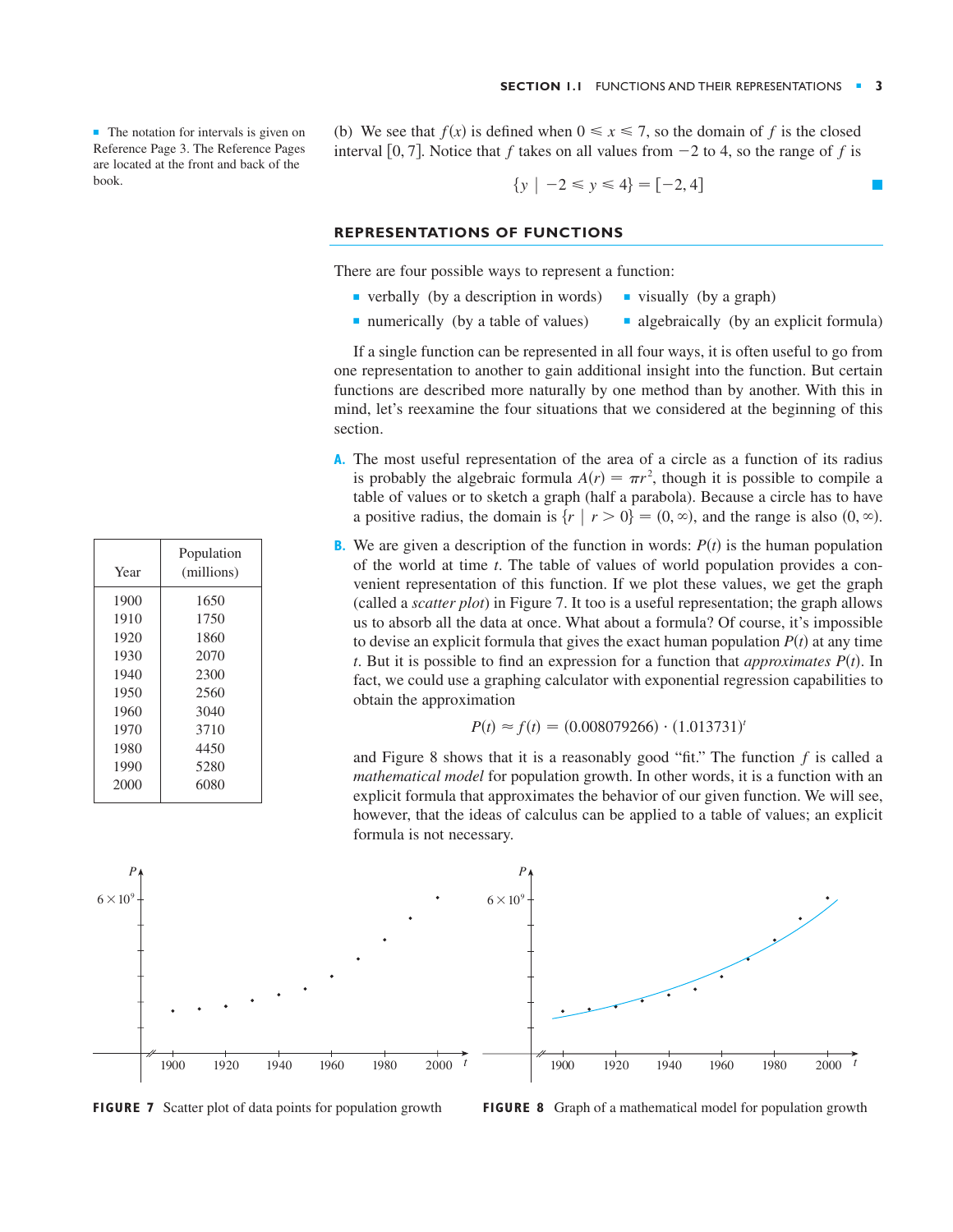■ The notation for intervals is given on Reference Page 3. The Reference Pages are located at the front and back of the book.

(b) We see that $f(x)$ is defined when $0 \leqslant x \leqslant 7$, so the domain of $f$ is the closed interval $[0, 7]$. Notice that $f$ takes on all values from $-2$ to 4, so the range of $f$ is

$$\{y \mid -2 \leqslant y \leqslant 4\} = [-2, 4]$$

## REPRESENTATIONS OF FUNCTIONS

There are four possible ways to represent a function:

- verbally (by a description in words)
- visually (by a graph)
- numerically (by a table of values)
- algebraically (by an explicit formula)

If a single function can be represented in all four ways, it is often useful to go from one representation to another to gain additional insight into the function. But certain functions are described more naturally by one method than by another. With this in mind, let's reexamine the four situations that we considered at the beginning of this section.

**A.** The most useful representation of the area of a circle as a function of its radius is probably the algebraic formula $A(r) = \pi r^2$, though it is possible to compile a table of values or to sketch a graph (half a parabola). Because a circle has to have a positive radius, the domain is $\{r \mid r > 0\} = (0, \infty)$, and the range is also $(0, \infty)$.

| Year | Population (millions) |
|---|---|
| 1900 | 1650 |
| 1910 | 1750 |
| 1920 | 1860 |
| 1930 | 2070 |
| 1940 | 2300 |
| 1950 | 2560 |
| 1960 | 3040 |
| 1970 | 3710 |
| 1980 | 4450 |
| 1990 | 5280 |
| 2000 | 6080 |

**B.** We are given a description of the function in words: $P(t)$ is the human population of the world at time $t$. The table of values of world population provides a convenient representation of this function. If we plot these values, we get the graph (called a *scatter plot*) in Figure 7. It too is a useful representation; the graph allows us to absorb all the data at once. What about a formula? Of course, it's impossible to devise an explicit formula that gives the exact human population $P(t)$ at any time $t$. But it is possible to find an expression for a function that *approximates* $P(t)$. In fact, we could use a graphing calculator with exponential regression capabilities to obtain the approximation

$$P(t) \approx f(t) = (0.008079266) \cdot (1.013731)^t$$

and Figure 8 shows that it is a reasonably good "fit." The function $f$ is called a *mathematical model* for population growth. In other words, it is a function with an explicit formula that approximates the behavior of our given function. We will see, however, that the ideas of calculus can be applied to a table of values; an explicit formula is not necessary.

**FIGURE 7** Scatter plot of data points for population growth

**FIGURE 8** Graph of a mathematical model for population growth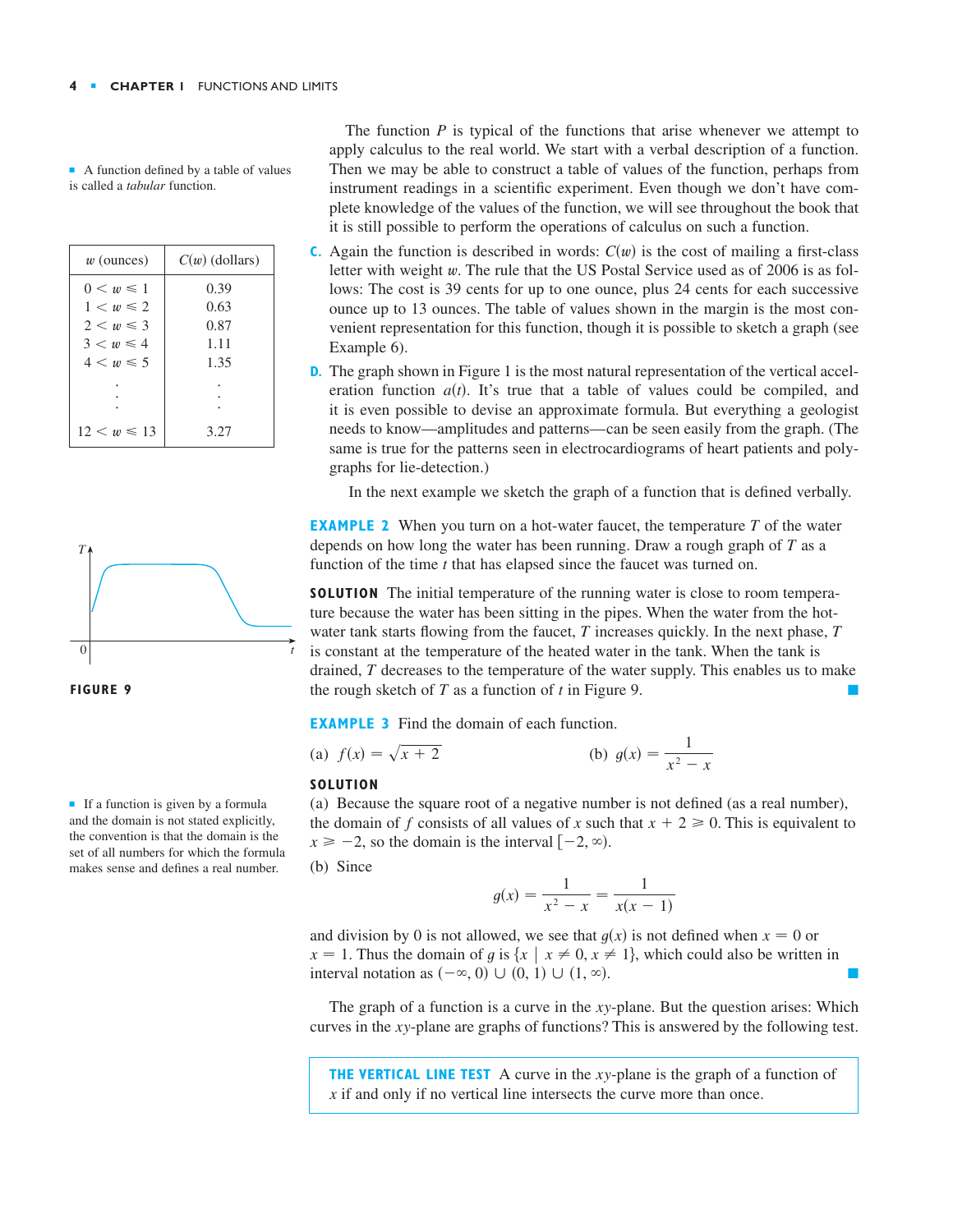The function $P$ is typical of the functions that arise whenever we attempt to apply calculus to the real world. We start with a verbal description of a function. Then we may be able to construct a table of values of the function, perhaps from instrument readings in a scientific experiment. Even though we don't have complete knowledge of the values of the function, we will see throughout the book that it is still possible to perform the operations of calculus on such a function.

▪ A function defined by a table of values is called a *tabular* function.

**C.** Again the function is described in words: $C(w)$ is the cost of mailing a first-class letter with weight $w$. The rule that the US Postal Service used as of 2006 is as follows: The cost is 39 cents for up to one ounce, plus 24 cents for each successive ounce up to 13 ounces. The table of values shown in the margin is the most convenient representation for this function, though it is possible to sketch a graph (see Example 6).

| $w$ (ounces) | $C(w)$ (dollars) |
|---|---|
| $0 < w \leqslant 1$ | 0.39 |
| $1 < w \leqslant 2$ | 0.63 |
| $2 < w \leqslant 3$ | 0.87 |
| $3 < w \leqslant 4$ | 1.11 |
| $4 < w \leqslant 5$ | 1.35 |
| ⋮ | ⋮ |
| $12 < w \leqslant 13$ | 3.27 |

**D.** The graph shown in Figure 1 is the most natural representation of the vertical acceleration function $a(t)$. It's true that a table of values could be compiled, and it is even possible to devise an approximate formula. But everything a geologist needs to know—amplitudes and patterns—can be seen easily from the graph. (The same is true for the patterns seen in electrocardiograms of heart patients and polygraphs for lie-detection.)

In the next example we sketch the graph of a function that is defined verbally.

**EXAMPLE 2** When you turn on a hot-water faucet, the temperature $T$ of the water depends on how long the water has been running. Draw a rough graph of $T$ as a function of the time $t$ that has elapsed since the faucet was turned on.

**SOLUTION** The initial temperature of the running water is close to room temperature because the water has been sitting in the pipes. When the water from the hot-water tank starts flowing from the faucet, $T$ increases quickly. In the next phase, $T$ is constant at the temperature of the heated water in the tank. When the tank is drained, $T$ decreases to the temperature of the water supply. This enables us to make the rough sketch of $T$ as a function of $t$ in Figure 9. ■

T

0

t

**FIGURE 9**

**EXAMPLE 3** Find the domain of each function.

(a) $f(x) = \sqrt{x+2}$  (b) $g(x) = \dfrac{1}{x^2 - x}$

**SOLUTION**

(a) Because the square root of a negative number is not defined (as a real number), the domain of $f$ consists of all values of $x$ such that $x + 2 \geqslant 0$. This is equivalent to $x \geqslant -2$, so the domain is the interval $[-2, \infty)$.

▪ If a function is given by a formula and the domain is not stated explicitly, the convention is that the domain is the set of all numbers for which the formula makes sense and defines a real number.

(b) Since

$$g(x) = \frac{1}{x^2 - x} = \frac{1}{x(x-1)}$$

and division by 0 is not allowed, we see that $g(x)$ is not defined when $x = 0$ or $x = 1$. Thus the domain of $g$ is $\{x \mid x \neq 0, x \neq 1\}$, which could also be written in interval notation as $(-\infty, 0) \cup (0, 1) \cup (1, \infty)$. ■

The graph of a function is a curve in the $xy$-plane. But the question arises: Which curves in the $xy$-plane are graphs of functions? This is answered by the following test.

> **THE VERTICAL LINE TEST** A curve in the $xy$-plane is the graph of a function of $x$ if and only if no vertical line intersects the curve more than once.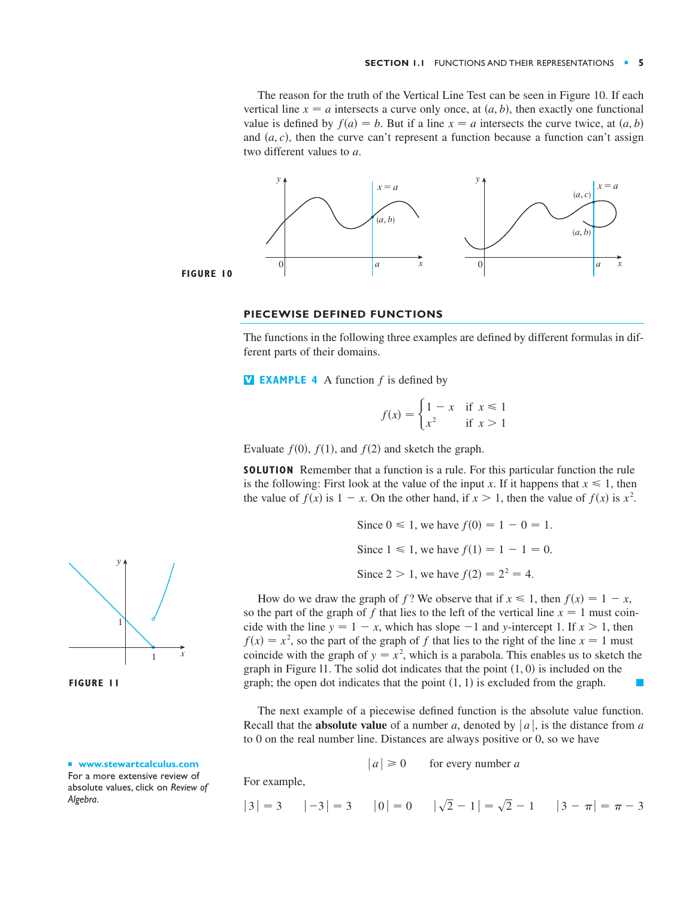The reason for the truth of the Vertical Line Test can be seen in Figure 10. If each vertical line $x = a$ intersects a curve only once, at $(a, b)$, then exactly one functional value is defined by $f(a) = b$. But if a line $x = a$ intersects the curve twice, at $(a, b)$ and $(a, c)$, then the curve can't represent a function because a function can't assign two different values to $a$.

**FIGURE 10**

## PIECEWISE DEFINED FUNCTIONS

The functions in the following three examples are defined by different formulas in different parts of their domains.

**EXAMPLE 4** A function $f$ is defined by

$$f(x) = \begin{cases} 1 - x & \text{if } x \leqslant 1 \\ x^2 & \text{if } x > 1 \end{cases}$$

Evaluate $f(0)$, $f(1)$, and $f(2)$ and sketch the graph.

**SOLUTION** Remember that a function is a rule. For this particular function the rule is the following: First look at the value of the input $x$. If it happens that $x \leqslant 1$, then the value of $f(x)$ is $1 - x$. On the other hand, if $x > 1$, then the value of $f(x)$ is $x^2$.

$$\text{Since } 0 \leqslant 1, \text{ we have } f(0) = 1 - 0 = 1.$$

$$\text{Since } 1 \leqslant 1, \text{ we have } f(1) = 1 - 1 = 0.$$

$$\text{Since } 2 > 1, \text{ we have } f(2) = 2^2 = 4.$$

How do we draw the graph of $f$? We observe that if $x \leqslant 1$, then $f(x) = 1 - x$, so the part of the graph of $f$ that lies to the left of the vertical line $x = 1$ must coincide with the line $y = 1 - x$, which has slope $-1$ and $y$-intercept 1. If $x > 1$, then $f(x) = x^2$, so the part of the graph of $f$ that lies to the right of the line $x = 1$ must coincide with the graph of $y = x^2$, which is a parabola. This enables us to sketch the graph in Figure 11. The solid dot indicates that the point $(1, 0)$ is included on the graph; the open dot indicates that the point $(1, 1)$ is excluded from the graph. ■

**FIGURE 11**

The next example of a piecewise defined function is the absolute value function. Recall that the **absolute value** of a number $a$, denoted by $|a|$, is the distance from $a$ to 0 on the real number line. Distances are always positive or 0, so we have

$$|a| \geqslant 0 \qquad \text{for every number } a$$

For example,

$$|3| = 3 \qquad |-3| = 3 \qquad |0| = 0 \qquad |\sqrt{2} - 1| = \sqrt{2} - 1 \qquad |3 - \pi| = \pi - 3$$

■ **www.stewartcalculus.com**
For a more extensive review of absolute values, click on *Review of Algebra*.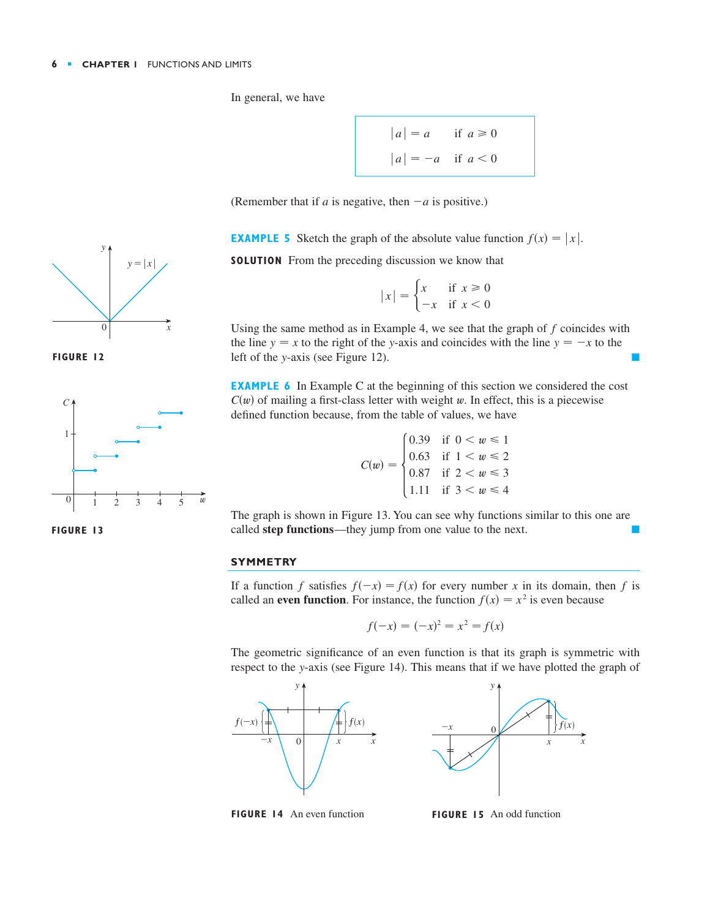In general, we have

$$|a| = a \quad \text{if } a \geqslant 0$$
$$|a| = -a \quad \text{if } a < 0$$

(Remember that if $a$ is negative, then $-a$ is positive.)

**EXAMPLE 5** Sketch the graph of the absolute value function $f(x) = |x|$.

**SOLUTION** From the preceding discussion we know that

$$|x| = \begin{cases} x & \text{if } x \geqslant 0 \\ -x & \text{if } x < 0 \end{cases}$$

Using the same method as in Example 4, we see that the graph of $f$ coincides with the line $y = x$ to the right of the $y$-axis and coincides with the line $y = -x$ to the left of the $y$-axis (see Figure 12). ■

**FIGURE 12**

**EXAMPLE 6** In Example C at the beginning of this section we considered the cost $C(w)$ of mailing a first-class letter with weight $w$. In effect, this is a piecewise defined function because, from the table of values, we have

$$C(w) = \begin{cases} 0.39 & \text{if } 0 < w \leqslant 1 \\ 0.63 & \text{if } 1 < w \leqslant 2 \\ 0.87 & \text{if } 2 < w \leqslant 3 \\ 1.11 & \text{if } 3 < w \leqslant 4 \end{cases}$$

The graph is shown in Figure 13. You can see why functions similar to this one are called **step functions**—they jump from one value to the next. ■

**FIGURE 13**

## SYMMETRY

If a function $f$ satisfies $f(-x) = f(x)$ for every number $x$ in its domain, then $f$ is called an **even function**. For instance, the function $f(x) = x^2$ is even because

$$f(-x) = (-x)^2 = x^2 = f(x)$$

The geometric significance of an even function is that its graph is symmetric with respect to the $y$-axis (see Figure 14). This means that if we have plotted the graph of

**FIGURE 14** An even function

**FIGURE 15** An odd function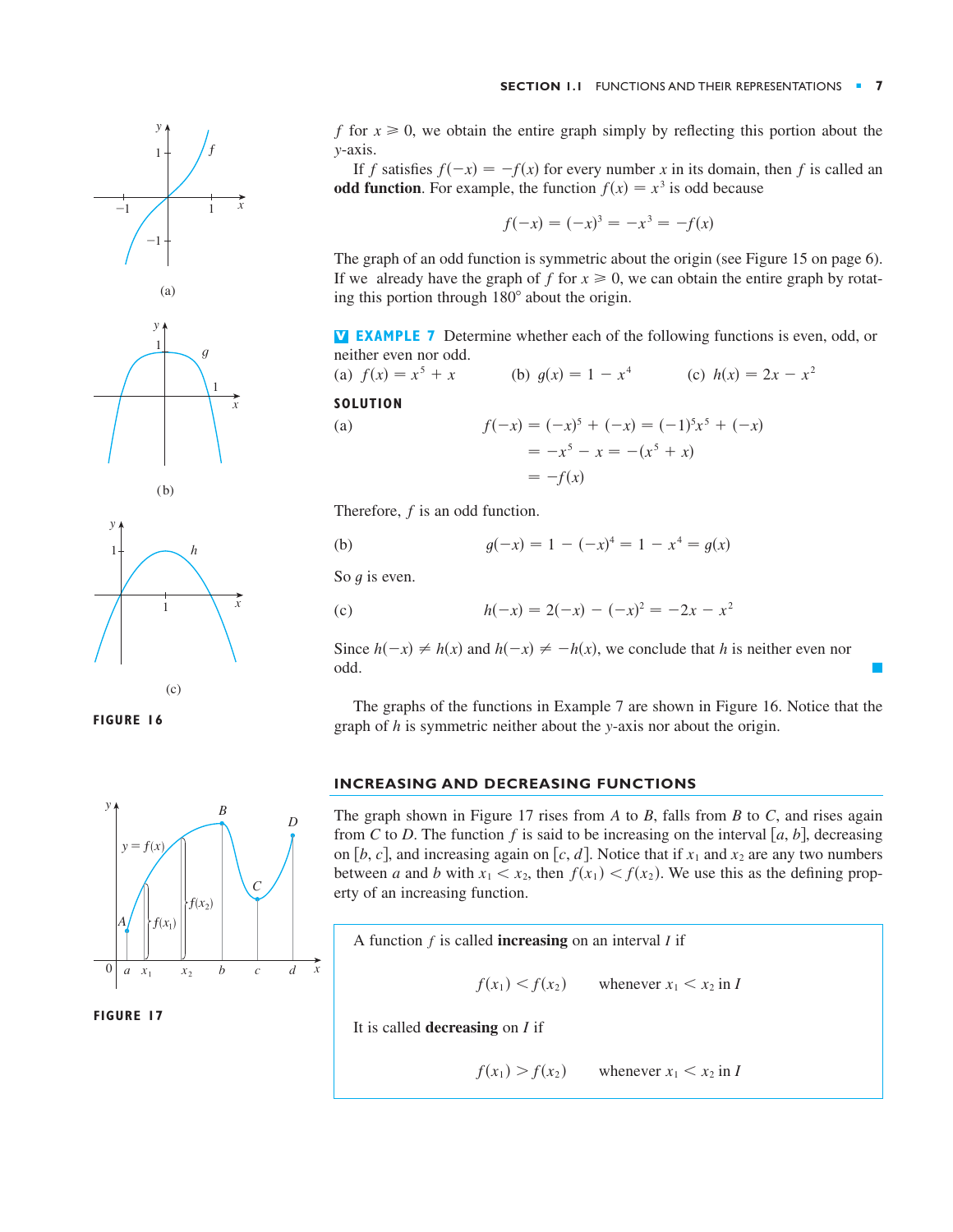$f$ for $x \geqslant 0$, we obtain the entire graph simply by reflecting this portion about the $y$-axis.

If $f$ satisfies $f(-x) = -f(x)$ for every number $x$ in its domain, then $f$ is called an **odd function**. For example, the function $f(x) = x^3$ is odd because

$$f(-x) = (-x)^3 = -x^3 = -f(x)$$

The graph of an odd function is symmetric about the origin (see Figure 15 on page 6). If we already have the graph of $f$ for $x \geqslant 0$, we can obtain the entire graph by rotating this portion through 180° about the origin.

**EXAMPLE 7** Determine whether each of the following functions is even, odd, or neither even nor odd.

(a) $f(x) = x^5 + x$ (b) $g(x) = 1 - x^4$ (c) $h(x) = 2x - x^2$

**SOLUTION**

(a)
$$\begin{aligned} f(-x) &= (-x)^5 + (-x) = (-1)^5 x^5 + (-x) \\ &= -x^5 - x = -(x^5 + x) \\ &= -f(x) \end{aligned}$$

Therefore, $f$ is an odd function.

(b)
$$g(-x) = 1 - (-x)^4 = 1 - x^4 = g(x)$$

So $g$ is even.

(c)
$$h(-x) = 2(-x) - (-x)^2 = -2x - x^2$$

Since $h(-x) \neq h(x)$ and $h(-x) \neq -h(x)$, we conclude that $h$ is neither even nor odd.

The graphs of the functions in Example 7 are shown in Figure 16. Notice that the graph of $h$ is symmetric neither about the $y$-axis nor about the origin.

FIGURE 16

## INCREASING AND DECREASING FUNCTIONS

The graph shown in Figure 17 rises from $A$ to $B$, falls from $B$ to $C$, and rises again from $C$ to $D$. The function $f$ is said to be increasing on the interval $[a, b]$, decreasing on $[b, c]$, and increasing again on $[c, d]$. Notice that if $x_1$ and $x_2$ are any two numbers between $a$ and $b$ with $x_1 < x_2$, then $f(x_1) < f(x_2)$. We use this as the defining property of an increasing function.

FIGURE 17

A function $f$ is called **increasing** on an interval $I$ if

$$f(x_1) < f(x_2) \qquad \text{whenever } x_1 < x_2 \text{ in } I$$

It is called **decreasing** on $I$ if

$$f(x_1) > f(x_2) \qquad \text{whenever } x_1 < x_2 \text{ in } I$$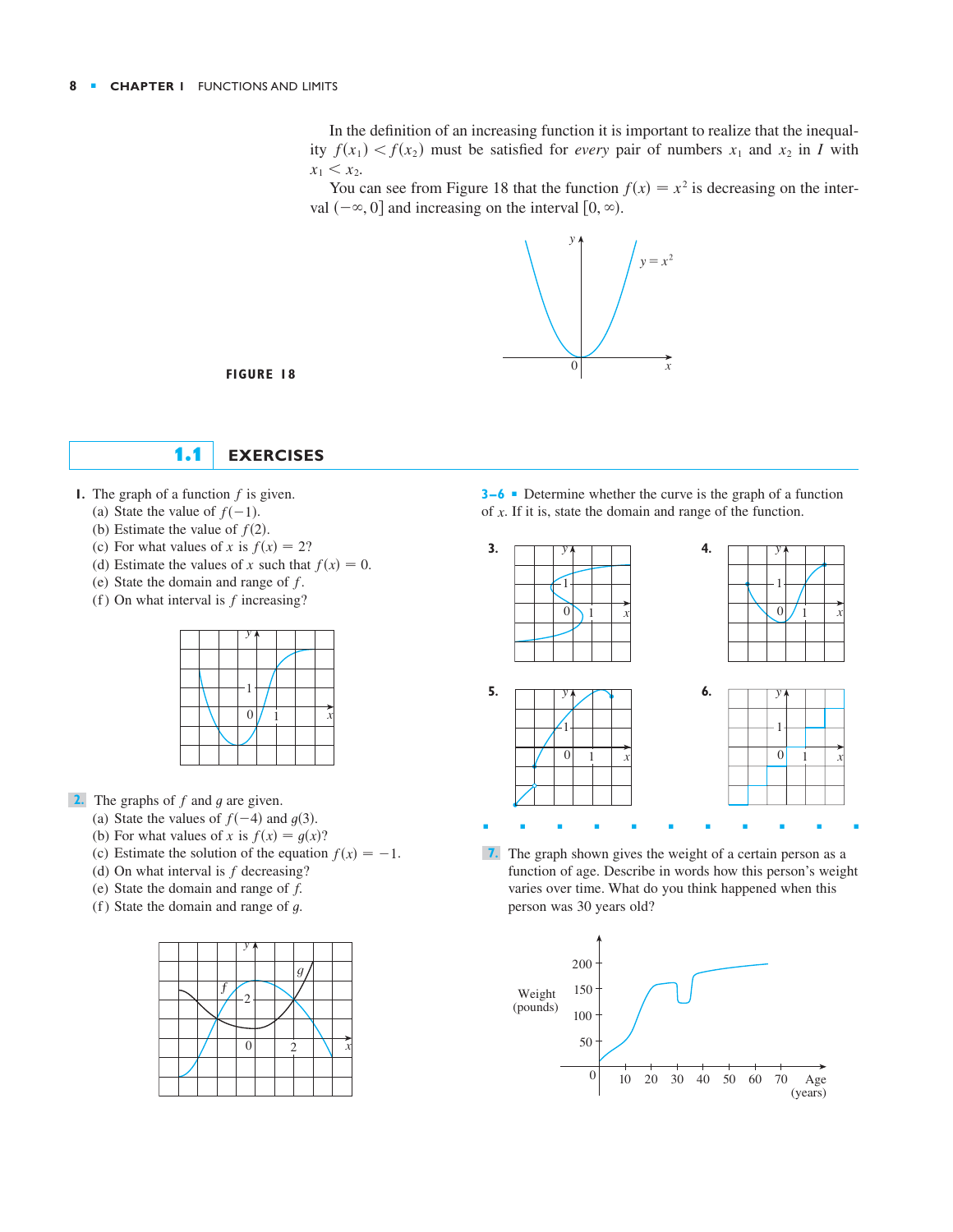In the definition of an increasing function it is important to realize that the inequality $f(x_1) < f(x_2)$ must be satisfied for *every* pair of numbers $x_1$ and $x_2$ in $I$ with $x_1 < x_2$.

You can see from Figure 18 that the function $f(x) = x^2$ is decreasing on the interval $(-\infty, 0]$ and increasing on the interval $[0, \infty)$.

**FIGURE 18**

## 1.1 EXERCISES

**1.** The graph of a function $f$ is given.

(a) State the value of $f(-1)$.
(b) Estimate the value of $f(2)$.
(c) For what values of $x$ is $f(x) = 2$?
(d) Estimate the values of $x$ such that $f(x) = 0$.
(e) State the domain and range of $f$.
(f) On what interval is $f$ increasing?

**2.** The graphs of $f$ and $g$ are given.

(a) State the values of $f(-4)$ and $g(3)$.
(b) For what values of $x$ is $f(x) = g(x)$?
(c) Estimate the solution of the equation $f(x) = -1$.
(d) On what interval is $f$ decreasing?
(e) State the domain and range of $f$.
(f) State the domain and range of $g$.

**3–6** ▪ Determine whether the curve is the graph of a function of $x$. If it is, state the domain and range of the function.

**3.**

**4.**

**5.**

**6.**

**7.** The graph shown gives the weight of a certain person as a function of age. Describe in words how this person's weight varies over time. What do you think happened when this person was 30 years old?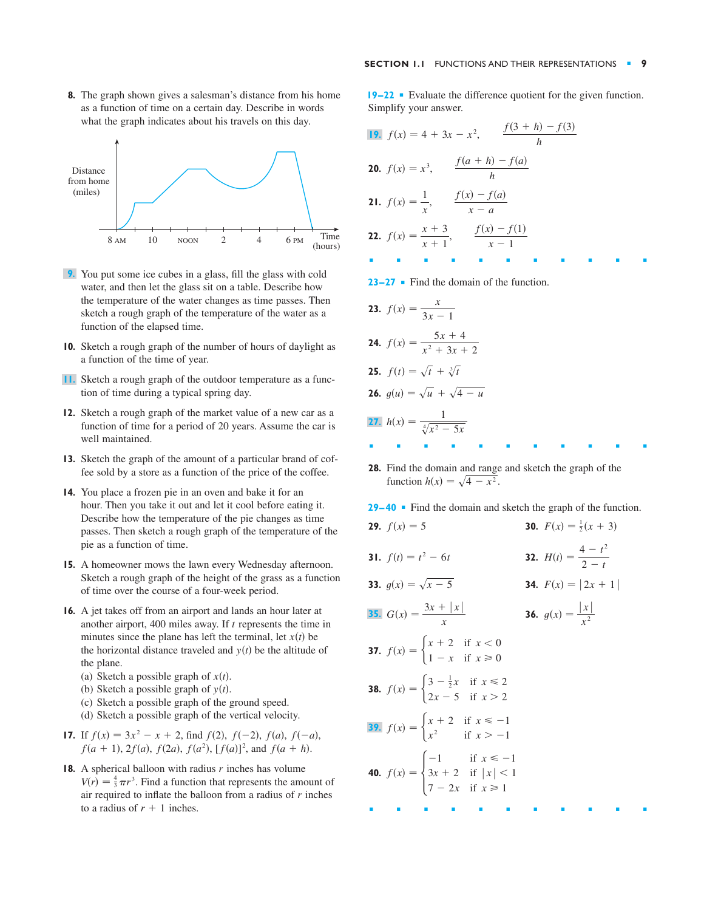**8.** The graph shown gives a salesman's distance from his home as a function of time on a certain day. Describe in words what the graph indicates about his travels on this day.

Distance from home (miles)

8 AM 10 NOON 2 4 6 PM Time (hours)

**9.** You put some ice cubes in a glass, fill the glass with cold water, and then let the glass sit on a table. Describe how the temperature of the water changes as time passes. Then sketch a rough graph of the temperature of the water as a function of the elapsed time.

**10.** Sketch a rough graph of the number of hours of daylight as a function of the time of year.

**11.** Sketch a rough graph of the outdoor temperature as a function of time during a typical spring day.

**12.** Sketch a rough graph of the market value of a new car as a function of time for a period of 20 years. Assume the car is well maintained.

**13.** Sketch the graph of the amount of a particular brand of coffee sold by a store as a function of the price of the coffee.

**14.** You place a frozen pie in an oven and bake it for an hour. Then you take it out and let it cool before eating it. Describe how the temperature of the pie changes as time passes. Then sketch a rough graph of the temperature of the pie as a function of time.

**15.** A homeowner mows the lawn every Wednesday afternoon. Sketch a rough graph of the height of the grass as a function of time over the course of a four-week period.

**16.** A jet takes off from an airport and lands an hour later at another airport, 400 miles away. If $t$ represents the time in minutes since the plane has left the terminal, let $x(t)$ be the horizontal distance traveled and $y(t)$ be the altitude of the plane.
(a) Sketch a possible graph of $x(t)$.
(b) Sketch a possible graph of $y(t)$.
(c) Sketch a possible graph of the ground speed.
(d) Sketch a possible graph of the vertical velocity.

**17.** If $f(x) = 3x^2 - x + 2$, find $f(2)$, $f(-2)$, $f(a)$, $f(-a)$, $f(a+1)$, $2f(a)$, $f(2a)$, $f(a^2)$, $[f(a)]^2$, and $f(a+h)$.

**18.** A spherical balloon with radius $r$ inches has volume $V(r) = \frac{4}{3}\pi r^3$. Find a function that represents the amount of air required to inflate the balloon from a radius of $r$ inches to a radius of $r + 1$ inches.

**19–22** ▪ Evaluate the difference quotient for the given function. Simplify your answer.

**19.** $f(x) = 4 + 3x - x^2$, $\quad \dfrac{f(3+h) - f(3)}{h}$

**20.** $f(x) = x^3$, $\quad \dfrac{f(a+h) - f(a)}{h}$

**21.** $f(x) = \dfrac{1}{x}$, $\quad \dfrac{f(x) - f(a)}{x - a}$

**22.** $f(x) = \dfrac{x+3}{x+1}$, $\quad \dfrac{f(x) - f(1)}{x - 1}$

**23–27** ▪ Find the domain of the function.

**23.** $f(x) = \dfrac{x}{3x - 1}$

**24.** $f(x) = \dfrac{5x + 4}{x^2 + 3x + 2}$

**25.** $f(t) = \sqrt{t} + \sqrt[3]{t}$

**26.** $g(u) = \sqrt{u} + \sqrt{4 - u}$

**27.** $h(x) = \dfrac{1}{\sqrt[4]{x^2 - 5x}}$

**28.** Find the domain and range and sketch the graph of the function $h(x) = \sqrt{4 - x^2}$.

**29–40** ▪ Find the domain and sketch the graph of the function.

**29.** $f(x) = 5$

**30.** $F(x) = \frac{1}{2}(x + 3)$

**31.** $f(t) = t^2 - 6t$

**32.** $H(t) = \dfrac{4 - t^2}{2 - t}$

**33.** $g(x) = \sqrt{x - 5}$

**34.** $F(x) = |2x + 1|$

**35.** $G(x) = \dfrac{3x + |x|}{x}$

**36.** $g(x) = \dfrac{|x|}{x^2}$

**37.** $f(x) = \begin{cases} x + 2 & \text{if } x < 0 \\ 1 - x & \text{if } x \geq 0 \end{cases}$

**38.** $f(x) = \begin{cases} 3 - \frac{1}{2}x & \text{if } x \leq 2 \\ 2x - 5 & \text{if } x > 2 \end{cases}$

**39.** $f(x) = \begin{cases} x + 2 & \text{if } x \leq -1 \\ x^2 & \text{if } x > -1 \end{cases}$

**40.** $f(x) = \begin{cases} -1 & \text{if } x \leq -1 \\ 3x + 2 & \text{if } |x| < 1 \\ 7 - 2x & \text{if } x \geq 1 \end{cases}$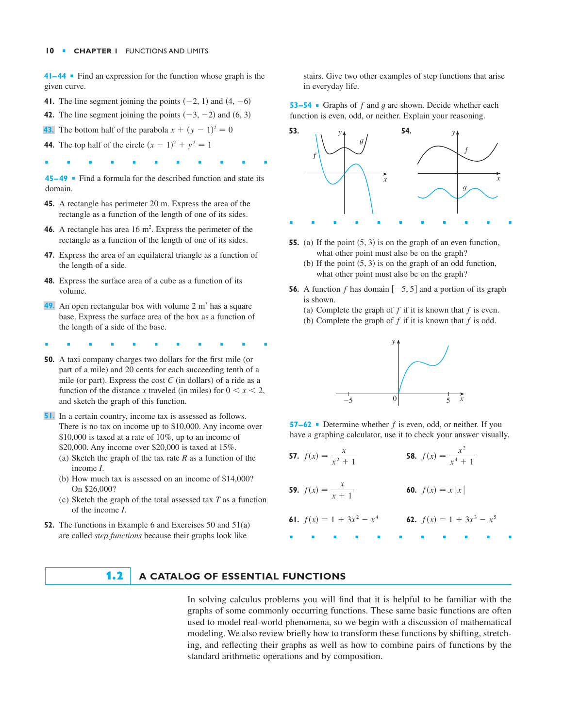**41–44** ▪ Find an expression for the function whose graph is the given curve.

**41.** The line segment joining the points $(-2, 1)$ and $(4, -6)$

**42.** The line segment joining the points $(-3, -2)$ and $(6, 3)$

**43.** The bottom half of the parabola $x + (y - 1)^2 = 0$

**44.** The top half of the circle $(x - 1)^2 + y^2 = 1$

**45–49** ▪ Find a formula for the described function and state its domain.

**45.** A rectangle has perimeter 20 m. Express the area of the rectangle as a function of the length of one of its sides.

**46.** A rectangle has area 16 m$^2$. Express the perimeter of the rectangle as a function of the length of one of its sides.

**47.** Express the area of an equilateral triangle as a function of the length of a side.

**48.** Express the surface area of a cube as a function of its volume.

**49.** An open rectangular box with volume 2 m$^3$ has a square base. Express the surface area of the box as a function of the length of a side of the base.

**50.** A taxi company charges two dollars for the first mile (or part of a mile) and 20 cents for each succeeding tenth of a mile (or part). Express the cost $C$ (in dollars) of a ride as a function of the distance $x$ traveled (in miles) for $0 < x < 2$, and sketch the graph of this function.

**51.** In a certain country, income tax is assessed as follows. There is no tax on income up to \$10,000. Any income over \$10,000 is taxed at a rate of 10%, up to an income of \$20,000. Any income over \$20,000 is taxed at 15%.

(a) Sketch the graph of the tax rate $R$ as a function of the income $I$.

(b) How much tax is assessed on an income of \$14,000? On \$26,000?

(c) Sketch the graph of the total assessed tax $T$ as a function of the income $I$.

**52.** The functions in Example 6 and Exercises 50 and 51(a) are called *step functions* because their graphs look like stairs. Give two other examples of step functions that arise in everyday life.

**53–54** ▪ Graphs of $f$ and $g$ are shown. Decide whether each function is even, odd, or neither. Explain your reasoning.

**53.**

**54.**

**55.** (a) If the point $(5, 3)$ is on the graph of an even function, what other point must also be on the graph?

(b) If the point $(5, 3)$ is on the graph of an odd function, what other point must also be on the graph?

**56.** A function $f$ has domain $[-5, 5]$ and a portion of its graph is shown.

(a) Complete the graph of $f$ if it is known that $f$ is even.

(b) Complete the graph of $f$ if it is known that $f$ is odd.

**57–62** ▪ Determine whether $f$ is even, odd, or neither. If you have a graphing calculator, use it to check your answer visually.

**57.** $f(x) = \dfrac{x}{x^2 + 1}$

**58.** $f(x) = \dfrac{x^2}{x^4 + 1}$

**59.** $f(x) = \dfrac{x}{x + 1}$

**60.** $f(x) = x|x|$

**61.** $f(x) = 1 + 3x^2 - x^4$

**62.** $f(x) = 1 + 3x^3 - x^5$

## 1.2 A CATALOG OF ESSENTIAL FUNCTIONS

In solving calculus problems you will find that it is helpful to be familiar with the graphs of some commonly occurring functions. These same basic functions are often used to model real-world phenomena, so we begin with a discussion of mathematical modeling. We also review briefly how to transform these functions by shifting, stretching, and reflecting their graphs as well as how to combine pairs of functions by the standard arithmetic operations and by composition.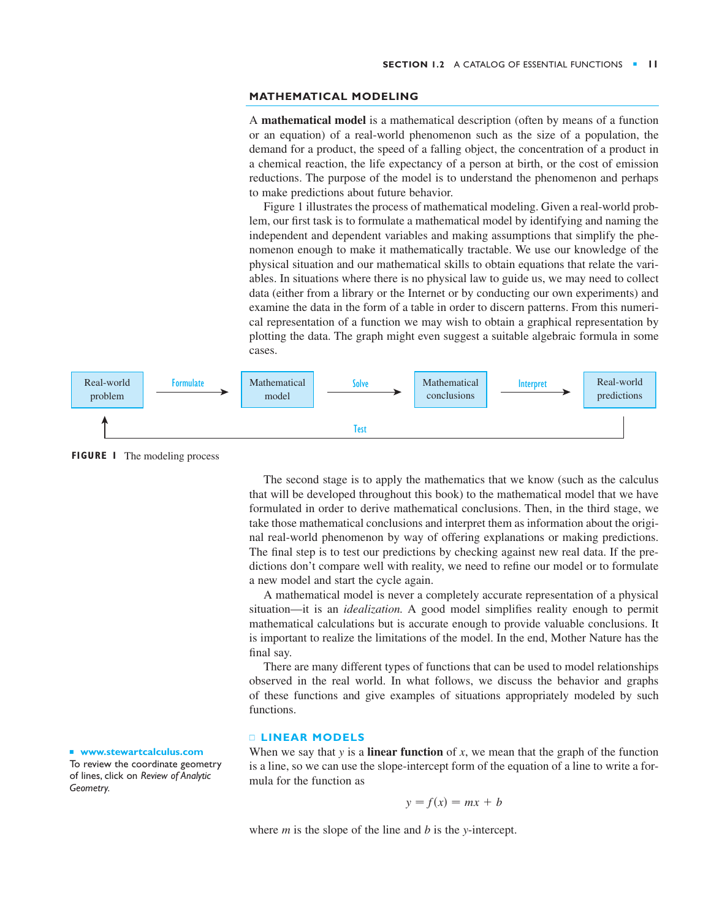## MATHEMATICAL MODELING

A **mathematical model** is a mathematical description (often by means of a function or an equation) of a real-world phenomenon such as the size of a population, the demand for a product, the speed of a falling object, the concentration of a product in a chemical reaction, the life expectancy of a person at birth, or the cost of emission reductions. The purpose of the model is to understand the phenomenon and perhaps to make predictions about future behavior.

Figure 1 illustrates the process of mathematical modeling. Given a real-world problem, our first task is to formulate a mathematical model by identifying and naming the independent and dependent variables and making assumptions that simplify the phenomenon enough to make it mathematically tractable. We use our knowledge of the physical situation and our mathematical skills to obtain equations that relate the variables. In situations where there is no physical law to guide us, we may need to collect data (either from a library or the Internet or by conducting our own experiments) and examine the data in the form of a table in order to discern patterns. From this numerical representation of a function we may wish to obtain a graphical representation by plotting the data. The graph might even suggest a suitable algebraic formula in some cases.

Real-world problem → Formulate → Mathematical model → Solve → Mathematical conclusions → Interpret → Real-world predictions

Test

**FIGURE 1** The modeling process

The second stage is to apply the mathematics that we know (such as the calculus that will be developed throughout this book) to the mathematical model that we have formulated in order to derive mathematical conclusions. Then, in the third stage, we take those mathematical conclusions and interpret them as information about the original real-world phenomenon by way of offering explanations or making predictions. The final step is to test our predictions by checking against new real data. If the predictions don't compare well with reality, we need to refine our model or to formulate a new model and start the cycle again.

A mathematical model is never a completely accurate representation of a physical situation—it is an *idealization.* A good model simplifies reality enough to permit mathematical calculations but is accurate enough to provide valuable conclusions. It is important to realize the limitations of the model. In the end, Mother Nature has the final say.

There are many different types of functions that can be used to model relationships observed in the real world. In what follows, we discuss the behavior and graphs of these functions and give examples of situations appropriately modeled by such functions.

### LINEAR MODELS

**www.stewartcalculus.com**
To review the coordinate geometry of lines, click on *Review of Analytic Geometry.*

When we say that $y$ is a **linear function** of $x$, we mean that the graph of the function is a line, so we can use the slope-intercept form of the equation of a line to write a formula for the function as

$$y = f(x) = mx + b$$

where $m$ is the slope of the line and $b$ is the $y$-intercept.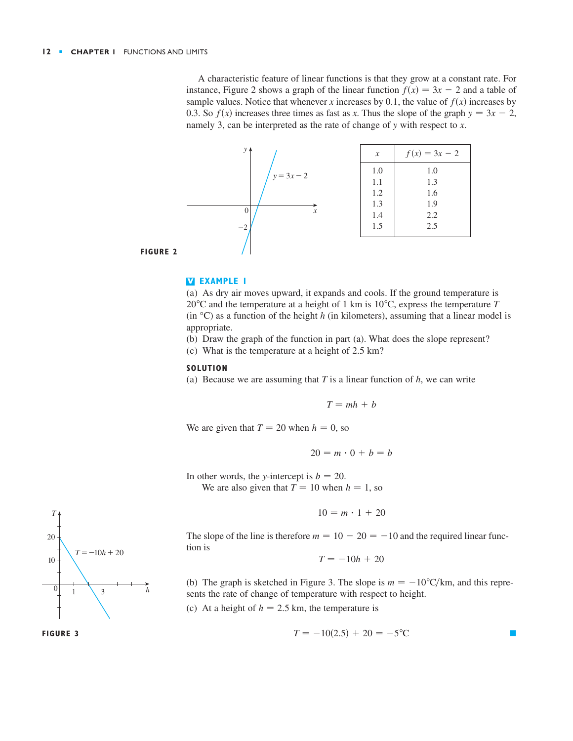A characteristic feature of linear functions is that they grow at a constant rate. For instance, Figure 2 shows a graph of the linear function $f(x) = 3x - 2$ and a table of sample values. Notice that whenever $x$ increases by 0.1, the value of $f(x)$ increases by 0.3. So $f(x)$ increases three times as fast as $x$. Thus the slope of the graph $y = 3x - 2$, namely 3, can be interpreted as the rate of change of $y$ with respect to $x$.

| $x$ | $f(x) = 3x - 2$ |
|---|---|
| 1.0 | 1.0 |
| 1.1 | 1.3 |
| 1.2 | 1.6 |
| 1.3 | 1.9 |
| 1.4 | 2.2 |
| 1.5 | 2.5 |

**FIGURE 2**

### EXAMPLE 1

(a) As dry air moves upward, it expands and cools. If the ground temperature is 20°C and the temperature at a height of 1 km is 10°C, express the temperature $T$ (in °C) as a function of the height $h$ (in kilometers), assuming that a linear model is appropriate.

(b) Draw the graph of the function in part (a). What does the slope represent?

(c) What is the temperature at a height of 2.5 km?

**SOLUTION**

(a) Because we are assuming that $T$ is a linear function of $h$, we can write

$$T = mh + b$$

We are given that $T = 20$ when $h = 0$, so

$$20 = m \cdot 0 + b = b$$

In other words, the $y$-intercept is $b = 20$.

We are also given that $T = 10$ when $h = 1$, so

$$10 = m \cdot 1 + 20$$

The slope of the line is therefore $m = 10 - 20 = -10$ and the required linear function is

$$T = -10h + 20$$

(b) The graph is sketched in Figure 3. The slope is $m = -10°\text{C/km}$, and this represents the rate of change of temperature with respect to height.

(c) At a height of $h = 2.5$ km, the temperature is

$$T = -10(2.5) + 20 = -5°\text{C}$$

**FIGURE 3**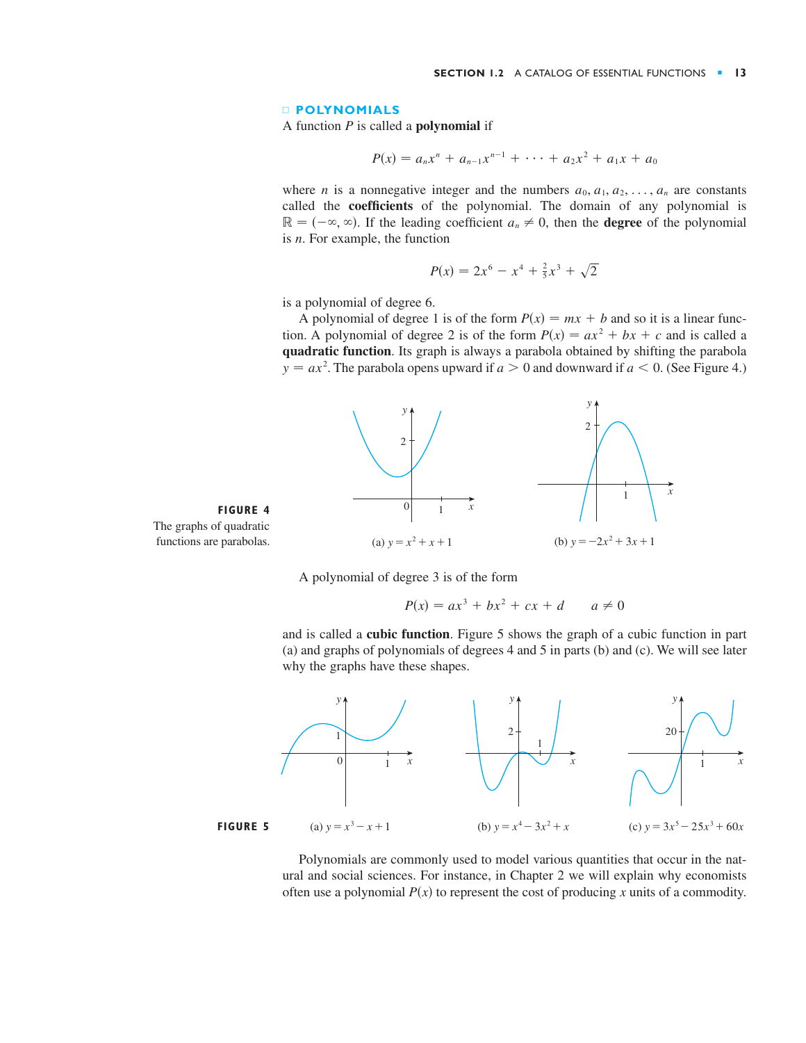## POLYNOMIALS

A function $P$ is called a **polynomial** if

$$P(x) = a_n x^n + a_{n-1} x^{n-1} + \cdots + a_2 x^2 + a_1 x + a_0$$

where $n$ is a nonnegative integer and the numbers $a_0, a_1, a_2, \ldots, a_n$ are constants called the **coefficients** of the polynomial. The domain of any polynomial is $\mathbb{R} = (-\infty, \infty)$. If the leading coefficient $a_n \neq 0$, then the **degree** of the polynomial is $n$. For example, the function

$$P(x) = 2x^6 - x^4 + \tfrac{2}{5}x^3 + \sqrt{2}$$

is a polynomial of degree 6.

A polynomial of degree 1 is of the form $P(x) = mx + b$ and so it is a linear function. A polynomial of degree 2 is of the form $P(x) = ax^2 + bx + c$ and is called a **quadratic function**. Its graph is always a parabola obtained by shifting the parabola $y = ax^2$. The parabola opens upward if $a > 0$ and downward if $a < 0$. (See Figure 4.)

(a) $y = x^2 + x + 1$

(b) $y = -2x^2 + 3x + 1$

**FIGURE 4** The graphs of quadratic functions are parabolas.

A polynomial of degree 3 is of the form

$$P(x) = ax^3 + bx^2 + cx + d \qquad a \neq 0$$

and is called a **cubic function**. Figure 5 shows the graph of a cubic function in part (a) and graphs of polynomials of degrees 4 and 5 in parts (b) and (c). We will see later why the graphs have these shapes.

(a) $y = x^3 - x + 1$

(b) $y = x^4 - 3x^2 + x$

(c) $y = 3x^5 - 25x^3 + 60x$

**FIGURE 5**

Polynomials are commonly used to model various quantities that occur in the natural and social sciences. For instance, in Chapter 2 we will explain why economists often use a polynomial $P(x)$ to represent the cost of producing $x$ units of a commodity.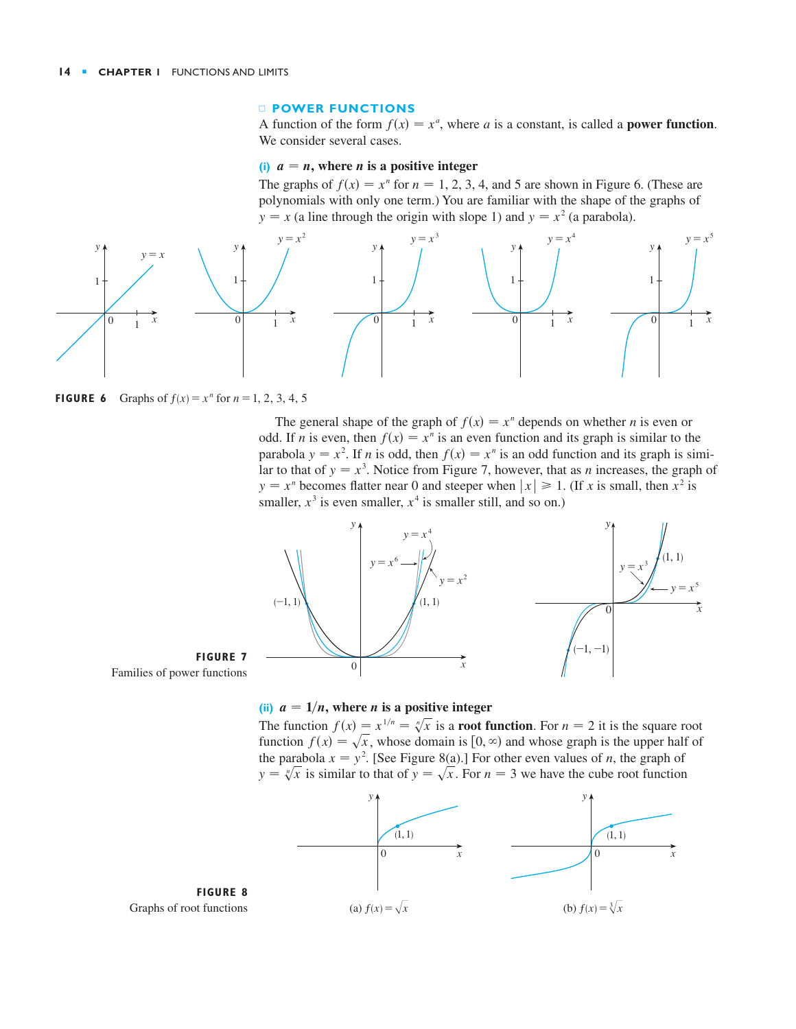## POWER FUNCTIONS

A function of the form $f(x) = x^a$, where $a$ is a constant, is called a **power function**. We consider several cases.

### (i) $a = n$, where $n$ is a positive integer

The graphs of $f(x) = x^n$ for $n = 1, 2, 3, 4$, and 5 are shown in Figure 6. (These are polynomials with only one term.) You are familiar with the shape of the graphs of $y = x$ (a line through the origin with slope 1) and $y = x^2$ (a parabola).

**FIGURE 6** Graphs of $f(x) = x^n$ for $n = 1, 2, 3, 4, 5$

The general shape of the graph of $f(x) = x^n$ depends on whether $n$ is even or odd. If $n$ is even, then $f(x) = x^n$ is an even function and its graph is similar to the parabola $y = x^2$. If $n$ is odd, then $f(x) = x^n$ is an odd function and its graph is similar to that of $y = x^3$. Notice from Figure 7, however, that as $n$ increases, the graph of $y = x^n$ becomes flatter near 0 and steeper when $|x| \geqslant 1$. (If $x$ is small, then $x^2$ is smaller, $x^3$ is even smaller, $x^4$ is smaller still, and so on.)

**FIGURE 7**
Families of power functions

### (ii) $a = 1/n$, where $n$ is a positive integer

The function $f(x) = x^{1/n} = \sqrt[n]{x}$ is a **root function**. For $n = 2$ it is the square root function $f(x) = \sqrt{x}$, whose domain is $[0, \infty)$ and whose graph is the upper half of the parabola $x = y^2$. [See Figure 8(a).] For other even values of $n$, the graph of $y = \sqrt[n]{x}$ is similar to that of $y = \sqrt{x}$. For $n = 3$ we have the cube root function

(a) $f(x) = \sqrt{x}$

(b) $f(x) = \sqrt[3]{x}$

**FIGURE 8**
Graphs of root functions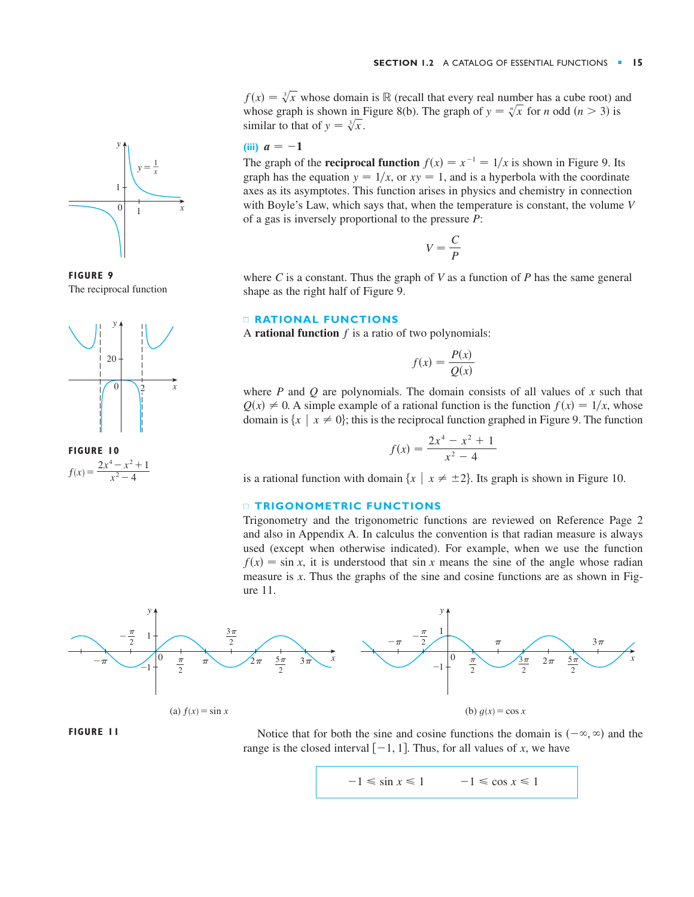$f(x) = \sqrt[3]{x}$ whose domain is $\mathbb{R}$ (recall that every real number has a cube root) and whose graph is shown in Figure 8(b). The graph of $y = \sqrt[n]{x}$ for $n$ odd ($n > 3$) is similar to that of $y = \sqrt[3]{x}$.

**(iii)** $a = -1$

The graph of the **reciprocal function** $f(x) = x^{-1} = 1/x$ is shown in Figure 9. Its graph has the equation $y = 1/x$, or $xy = 1$, and is a hyperbola with the coordinate axes as its asymptotes. This function arises in physics and chemistry in connection with Boyle's Law, which says that, when the temperature is constant, the volume $V$ of a gas is inversely proportional to the pressure $P$:

$$V = \frac{C}{P}$$

where $C$ is a constant. Thus the graph of $V$ as a function of $P$ has the same general shape as the right half of Figure 9.

**FIGURE 9**
The reciprocal function

## RATIONAL FUNCTIONS

A **rational function** $f$ is a ratio of two polynomials:

$$f(x) = \frac{P(x)}{Q(x)}$$

where $P$ and $Q$ are polynomials. The domain consists of all values of $x$ such that $Q(x) \neq 0$. A simple example of a rational function is the function $f(x) = 1/x$, whose domain is $\{x \mid x \neq 0\}$; this is the reciprocal function graphed in Figure 9. The function

$$f(x) = \frac{2x^4 - x^2 + 1}{x^2 - 4}$$

is a rational function with domain $\{x \mid x \neq \pm 2\}$. Its graph is shown in Figure 10.

**FIGURE 10**
$f(x) = \dfrac{2x^4 - x^2 + 1}{x^2 - 4}$

## TRIGONOMETRIC FUNCTIONS

Trigonometry and the trigonometric functions are reviewed on Reference Page 2 and also in Appendix A. In calculus the convention is that radian measure is always used (except when otherwise indicated). For example, when we use the function $f(x) = \sin x$, it is understood that $\sin x$ means the sine of the angle whose radian measure is $x$. Thus the graphs of the sine and cosine functions are as shown in Figure 11.

(a) $f(x) = \sin x$

(b) $g(x) = \cos x$

**FIGURE 11**

Notice that for both the sine and cosine functions the domain is $(-\infty, \infty)$ and the range is the closed interval $[-1, 1]$. Thus, for all values of $x$, we have

$$-1 \leqslant \sin x \leqslant 1 \qquad -1 \leqslant \cos x \leqslant 1$$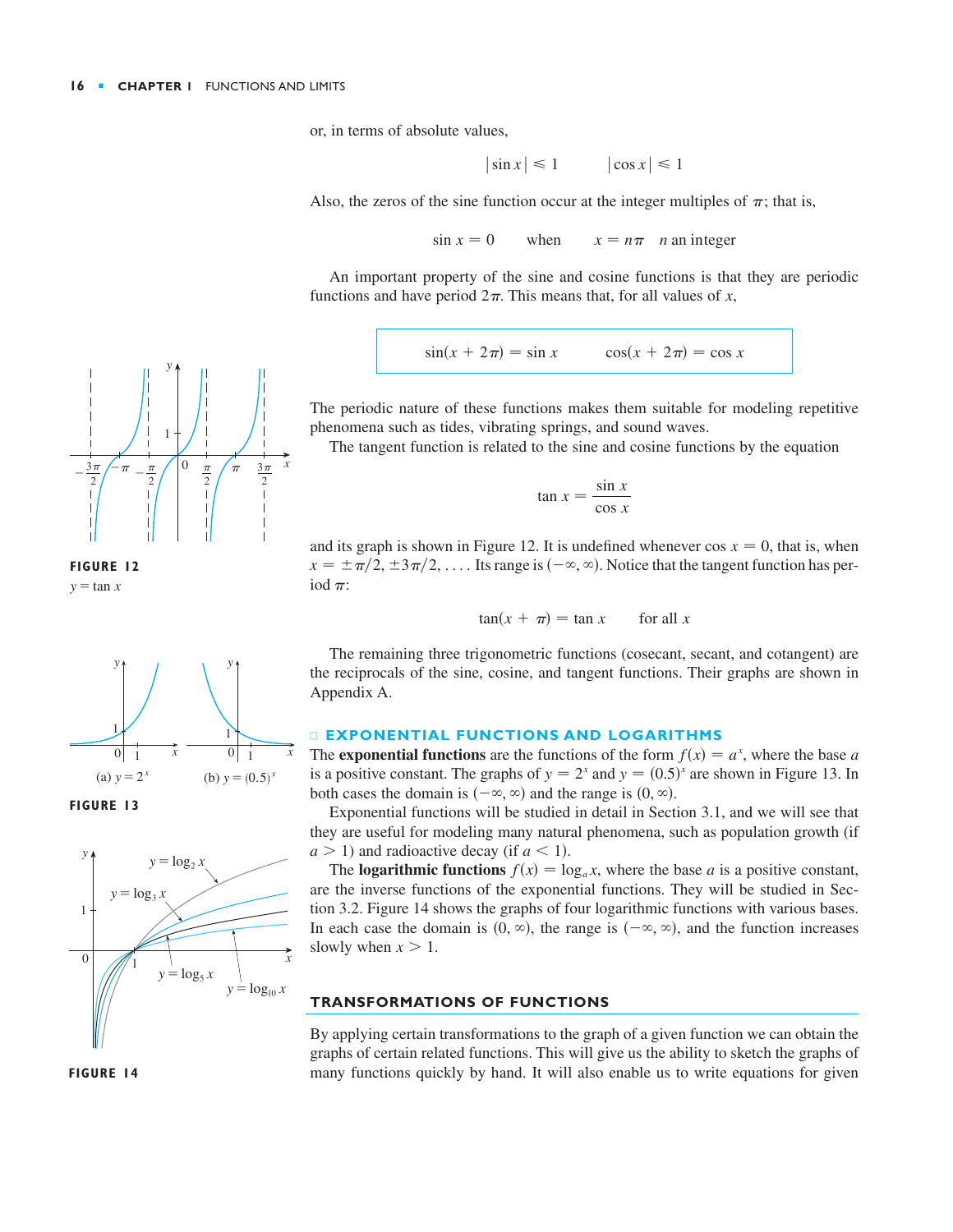or, in terms of absolute values,

$$|\sin x| \leqslant 1 \qquad |\cos x| \leqslant 1$$

Also, the zeros of the sine function occur at the integer multiples of $\pi$; that is,

$$\sin x = 0 \qquad \text{when} \qquad x = n\pi \quad n \text{ an integer}$$

An important property of the sine and cosine functions is that they are periodic functions and have period $2\pi$. This means that, for all values of $x$,

$$\sin(x + 2\pi) = \sin x \qquad \cos(x + 2\pi) = \cos x$$

The periodic nature of these functions makes them suitable for modeling repetitive phenomena such as tides, vibrating springs, and sound waves.

The tangent function is related to the sine and cosine functions by the equation

$$\tan x = \frac{\sin x}{\cos x}$$

and its graph is shown in Figure 12. It is undefined whenever $\cos x = 0$, that is, when $x = \pm\pi/2, \pm 3\pi/2, \ldots$. Its range is $(-\infty, \infty)$. Notice that the tangent function has period $\pi$:

$$\tan(x + \pi) = \tan x \qquad \text{for all } x$$

**FIGURE 12**
$y = \tan x$

The remaining three trigonometric functions (cosecant, secant, and cotangent) are the reciprocals of the sine, cosine, and tangent functions. Their graphs are shown in Appendix A.

## EXPONENTIAL FUNCTIONS AND LOGARITHMS

The **exponential functions** are the functions of the form $f(x) = a^x$, where the base $a$ is a positive constant. The graphs of $y = 2^x$ and $y = (0.5)^x$ are shown in Figure 13. In both cases the domain is $(-\infty, \infty)$ and the range is $(0, \infty)$.

Exponential functions will be studied in detail in Section 3.1, and we will see that they are useful for modeling many natural phenomena, such as population growth (if $a > 1$) and radioactive decay (if $a < 1$).

(a) $y = 2^x$ (b) $y = (0.5)^x$

**FIGURE 13**

The **logarithmic functions** $f(x) = \log_a x$, where the base $a$ is a positive constant, are the inverse functions of the exponential functions. They will be studied in Section 3.2. Figure 14 shows the graphs of four logarithmic functions with various bases. In each case the domain is $(0, \infty)$, the range is $(-\infty, \infty)$, and the function increases slowly when $x > 1$.

**FIGURE 14**

## TRANSFORMATIONS OF FUNCTIONS

By applying certain transformations to the graph of a given function we can obtain the graphs of certain related functions. This will give us the ability to sketch the graphs of many functions quickly by hand. It will also enable us to write equations for given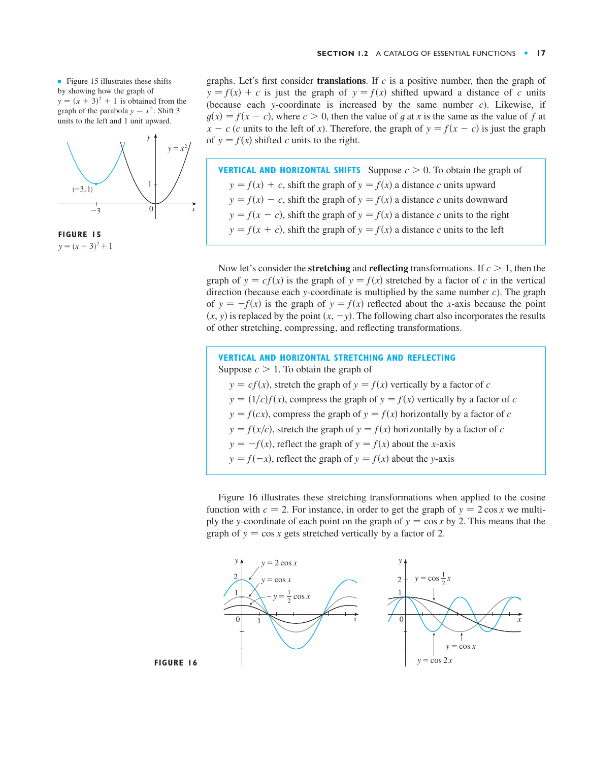graphs. Let's first consider **translations**. If $c$ is a positive number, then the graph of $y = f(x) + c$ is just the graph of $y = f(x)$ shifted upward a distance of $c$ units (because each $y$-coordinate is increased by the same number $c$). Likewise, if $g(x) = f(x - c)$, where $c > 0$, then the value of $g$ at $x$ is the same as the value of $f$ at $x - c$ ($c$ units to the left of $x$). Therefore, the graph of $y = f(x - c)$ is just the graph of $y = f(x)$ shifted $c$ units to the right.

■ Figure 15 illustrates these shifts by showing how the graph of $y = (x + 3)^2 + 1$ is obtained from the graph of the parabola $y = x^2$: Shift 3 units to the left and 1 unit upward.

**FIGURE 15**
$y = (x + 3)^2 + 1$

**VERTICAL AND HORIZONTAL SHIFTS** Suppose $c > 0$. To obtain the graph of

- $y = f(x) + c$, shift the graph of $y = f(x)$ a distance $c$ units upward
- $y = f(x) - c$, shift the graph of $y = f(x)$ a distance $c$ units downward
- $y = f(x - c)$, shift the graph of $y = f(x)$ a distance $c$ units to the right
- $y = f(x + c)$, shift the graph of $y = f(x)$ a distance $c$ units to the left

Now let's consider the **stretching** and **reflecting** transformations. If $c > 1$, then the graph of $y = cf(x)$ is the graph of $y = f(x)$ stretched by a factor of $c$ in the vertical direction (because each $y$-coordinate is multiplied by the same number $c$). The graph of $y = -f(x)$ is the graph of $y = f(x)$ reflected about the $x$-axis because the point $(x, y)$ is replaced by the point $(x, -y)$. The following chart also incorporates the results of other stretching, compressing, and reflecting transformations.

**VERTICAL AND HORIZONTAL STRETCHING AND REFLECTING**
Suppose $c > 1$. To obtain the graph of

- $y = cf(x)$, stretch the graph of $y = f(x)$ vertically by a factor of $c$
- $y = (1/c)f(x)$, compress the graph of $y = f(x)$ vertically by a factor of $c$
- $y = f(cx)$, compress the graph of $y = f(x)$ horizontally by a factor of $c$
- $y = f(x/c)$, stretch the graph of $y = f(x)$ horizontally by a factor of $c$
- $y = -f(x)$, reflect the graph of $y = f(x)$ about the $x$-axis
- $y = f(-x)$, reflect the graph of $y = f(x)$ about the $y$-axis

Figure 16 illustrates these stretching transformations when applied to the cosine function with $c = 2$. For instance, in order to get the graph of $y = 2\cos x$ we multiply the $y$-coordinate of each point on the graph of $y = \cos x$ by 2. This means that the graph of $y = \cos x$ gets stretched vertically by a factor of 2.

**FIGURE 16**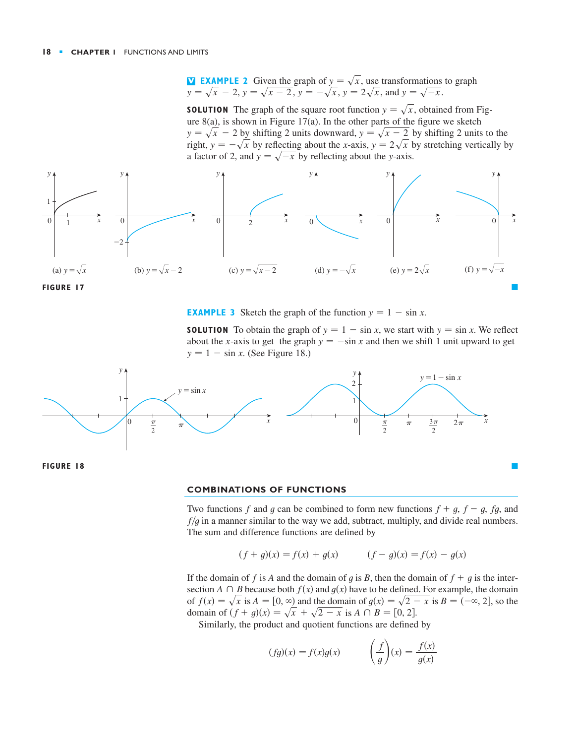**EXAMPLE 2** Given the graph of $y = \sqrt{x}$, use transformations to graph $y = \sqrt{x} - 2$, $y = \sqrt{x - 2}$, $y = -\sqrt{x}$, $y = 2\sqrt{x}$, and $y = \sqrt{-x}$.

**SOLUTION** The graph of the square root function $y = \sqrt{x}$, obtained from Figure 8(a), is shown in Figure 17(a). In the other parts of the figure we sketch $y = \sqrt{x} - 2$ by shifting 2 units downward, $y = \sqrt{x - 2}$ by shifting 2 units to the right, $y = -\sqrt{x}$ by reflecting about the $x$-axis, $y = 2\sqrt{x}$ by stretching vertically by a factor of 2, and $y = \sqrt{-x}$ by reflecting about the $y$-axis.

(a) $y = \sqrt{x}$ (b) $y = \sqrt{x} - 2$ (c) $y = \sqrt{x - 2}$ (d) $y = -\sqrt{x}$ (e) $y = 2\sqrt{x}$ (f) $y = \sqrt{-x}$

**FIGURE 17**

**EXAMPLE 3** Sketch the graph of the function $y = 1 - \sin x$.

**SOLUTION** To obtain the graph of $y = 1 - \sin x$, we start with $y = \sin x$. We reflect about the $x$-axis to get the graph $y = -\sin x$ and then we shift 1 unit upward to get $y = 1 - \sin x$. (See Figure 18.)

**FIGURE 18**

## COMBINATIONS OF FUNCTIONS

Two functions $f$ and $g$ can be combined to form new functions $f + g$, $f - g$, $fg$, and $f/g$ in a manner similar to the way we add, subtract, multiply, and divide real numbers. The sum and difference functions are defined by

$$(f + g)(x) = f(x) + g(x) \qquad (f - g)(x) = f(x) - g(x)$$

If the domain of $f$ is $A$ and the domain of $g$ is $B$, then the domain of $f + g$ is the intersection $A \cap B$ because both $f(x)$ and $g(x)$ have to be defined. For example, the domain of $f(x) = \sqrt{x}$ is $A = [0, \infty)$ and the domain of $g(x) = \sqrt{2 - x}$ is $B = (-\infty, 2]$, so the domain of $(f + g)(x) = \sqrt{x} + \sqrt{2 - x}$ is $A \cap B = [0, 2]$.

Similarly, the product and quotient functions are defined by

$$(fg)(x) = f(x)g(x) \qquad \left(\frac{f}{g}\right)(x) = \frac{f(x)}{g(x)}$$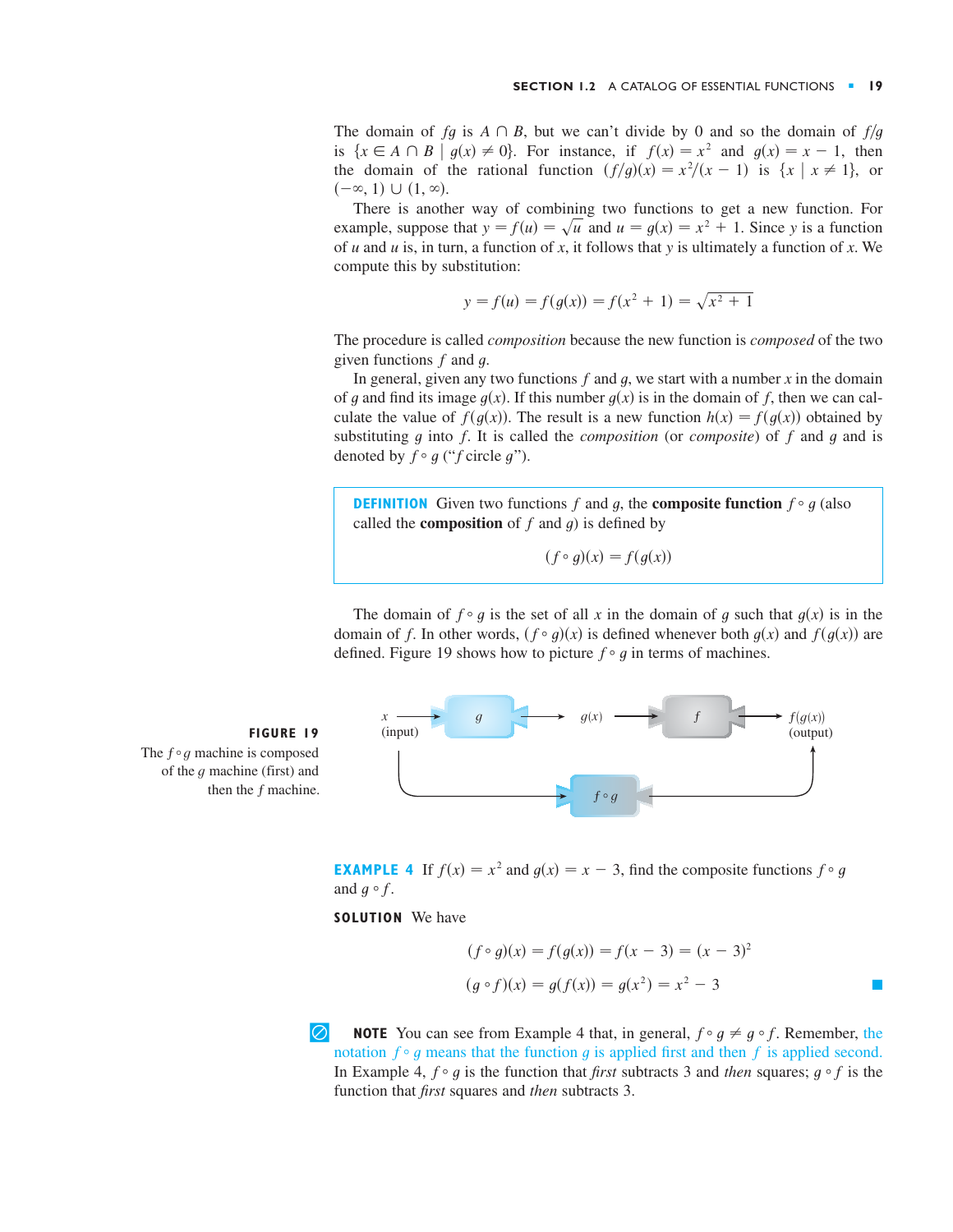The domain of $fg$ is $A \cap B$, but we can't divide by 0 and so the domain of $f/g$ is $\{x \in A \cap B \mid g(x) \neq 0\}$. For instance, if $f(x) = x^2$ and $g(x) = x - 1$, then the domain of the rational function $(f/g)(x) = x^2/(x - 1)$ is $\{x \mid x \neq 1\}$, or $(-\infty, 1) \cup (1, \infty)$.

There is another way of combining two functions to get a new function. For example, suppose that $y = f(u) = \sqrt{u}$ and $u = g(x) = x^2 + 1$. Since $y$ is a function of $u$ and $u$ is, in turn, a function of $x$, it follows that $y$ is ultimately a function of $x$. We compute this by substitution:

$$y = f(u) = f(g(x)) = f(x^2 + 1) = \sqrt{x^2 + 1}$$

The procedure is called *composition* because the new function is *composed* of the two given functions $f$ and $g$.

In general, given any two functions $f$ and $g$, we start with a number $x$ in the domain of $g$ and find its image $g(x)$. If this number $g(x)$ is in the domain of $f$, then we can calculate the value of $f(g(x))$. The result is a new function $h(x) = f(g(x))$ obtained by substituting $g$ into $f$. It is called the *composition* (or *composite*) of $f$ and $g$ and is denoted by $f \circ g$ ("$f$ circle $g$").

> **DEFINITION** Given two functions $f$ and $g$, the **composite function** $f \circ g$ (also called the **composition** of $f$ and $g$) is defined by
>
> $$(f \circ g)(x) = f(g(x))$$

The domain of $f \circ g$ is the set of all $x$ in the domain of $g$ such that $g(x)$ is in the domain of $f$. In other words, $(f \circ g)(x)$ is defined whenever both $g(x)$ and $f(g(x))$ are defined. Figure 19 shows how to picture $f \circ g$ in terms of machines.

$x$ (input) → $g$ → $g(x)$ → $f$ → $f(g(x))$ (output); $x$ (input) → $f \circ g$ → $f(g(x))$ (output)

**FIGURE 19**
The $f \circ g$ machine is composed of the $g$ machine (first) and then the $f$ machine.

**EXAMPLE 4** If $f(x) = x^2$ and $g(x) = x - 3$, find the composite functions $f \circ g$ and $g \circ f$.

**SOLUTION** We have

$$(f \circ g)(x) = f(g(x)) = f(x - 3) = (x - 3)^2$$

$$(g \circ f)(x) = g(f(x)) = g(x^2) = x^2 - 3$$

**NOTE** You can see from Example 4 that, in general, $f \circ g \neq g \circ f$. Remember, the notation $f \circ g$ means that the function $g$ is applied first and then $f$ is applied second. In Example 4, $f \circ g$ is the function that *first* subtracts 3 and *then* squares; $g \circ f$ is the function that *first* squares and *then* subtracts 3.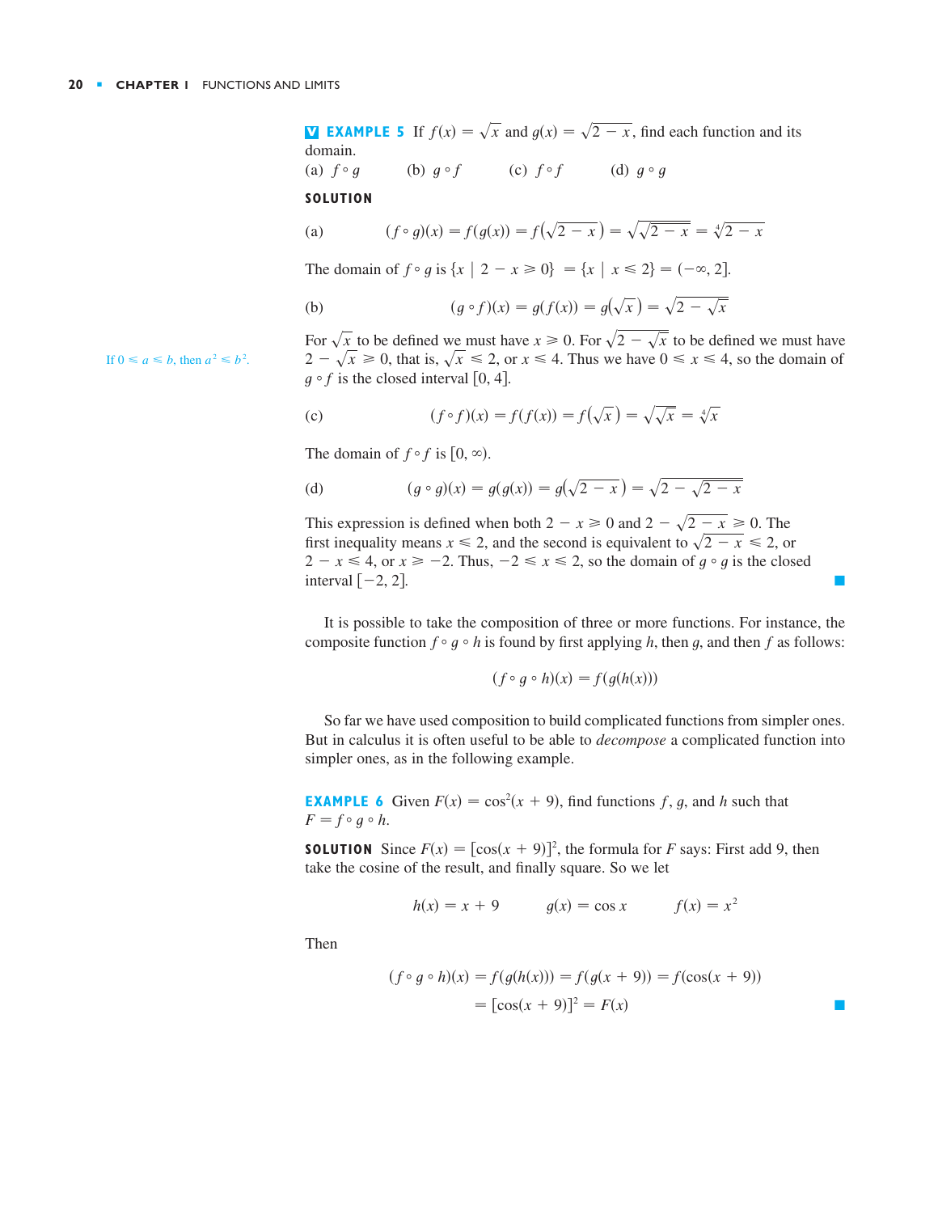**EXAMPLE 5** If $f(x) = \sqrt{x}$ and $g(x) = \sqrt{2 - x}$, find each function and its domain.

(a) $f \circ g$ (b) $g \circ f$ (c) $f \circ f$ (d) $g \circ g$

**SOLUTION**

(a)
$$(f \circ g)(x) = f(g(x)) = f\left(\sqrt{2 - x}\right) = \sqrt{\sqrt{2 - x}} = \sqrt[4]{2 - x}$$

The domain of $f \circ g$ is $\{x \mid 2 - x \geqslant 0\} = \{x \mid x \leqslant 2\} = (-\infty, 2]$.

(b)
$$(g \circ f)(x) = g(f(x)) = g\left(\sqrt{x}\right) = \sqrt{2 - \sqrt{x}}$$

For $\sqrt{x}$ to be defined we must have $x \geqslant 0$. For $\sqrt{2 - \sqrt{x}}$ to be defined we must have $2 - \sqrt{x} \geqslant 0$, that is, $\sqrt{x} \leqslant 2$, or $x \leqslant 4$. Thus we have $0 \leqslant x \leqslant 4$, so the domain of $g \circ f$ is the closed interval $[0, 4]$.

If $0 \leqslant a \leqslant b$, then $a^2 \leqslant b^2$.

(c)
$$(f \circ f)(x) = f(f(x)) = f\left(\sqrt{x}\right) = \sqrt{\sqrt{x}} = \sqrt[4]{x}$$

The domain of $f \circ f$ is $[0, \infty)$.

(d)
$$(g \circ g)(x) = g(g(x)) = g\left(\sqrt{2 - x}\right) = \sqrt{2 - \sqrt{2 - x}}$$

This expression is defined when both $2 - x \geqslant 0$ and $2 - \sqrt{2 - x} \geqslant 0$. The first inequality means $x \leqslant 2$, and the second is equivalent to $\sqrt{2 - x} \leqslant 2$, or $2 - x \leqslant 4$, or $x \geqslant -2$. Thus, $-2 \leqslant x \leqslant 2$, so the domain of $g \circ g$ is the closed interval $[-2, 2]$. ■

It is possible to take the composition of three or more functions. For instance, the composite function $f \circ g \circ h$ is found by first applying $h$, then $g$, and then $f$ as follows:

$$(f \circ g \circ h)(x) = f(g(h(x)))$$

So far we have used composition to build complicated functions from simpler ones. But in calculus it is often useful to be able to *decompose* a complicated function into simpler ones, as in the following example.

**EXAMPLE 6** Given $F(x) = \cos^2(x + 9)$, find functions $f$, $g$, and $h$ such that $F = f \circ g \circ h$.

**SOLUTION** Since $F(x) = [\cos(x + 9)]^2$, the formula for $F$ says: First add 9, then take the cosine of the result, and finally square. So we let

$$h(x) = x + 9 \qquad g(x) = \cos x \qquad f(x) = x^2$$

Then

$$(f \circ g \circ h)(x) = f(g(h(x))) = f(g(x + 9)) = f(\cos(x + 9))$$
$$= [\cos(x + 9)]^2 = F(x)$$ ■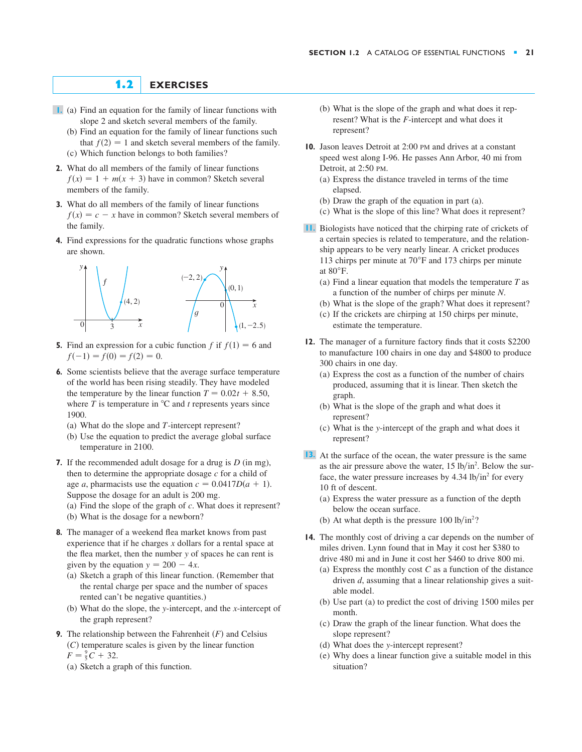## 1.2 EXERCISES

**1.** (a) Find an equation for the family of linear functions with slope 2 and sketch several members of the family.
(b) Find an equation for the family of linear functions such that $f(2) = 1$ and sketch several members of the family.
(c) Which function belongs to both families?

**2.** What do all members of the family of linear functions $f(x) = 1 + m(x + 3)$ have in common? Sketch several members of the family.

**3.** What do all members of the family of linear functions $f(x) = c - x$ have in common? Sketch several members of the family.

**4.** Find expressions for the quadratic functions whose graphs are shown.

**5.** Find an expression for a cubic function $f$ if $f(1) = 6$ and $f(-1) = f(0) = f(2) = 0$.

**6.** Some scientists believe that the average surface temperature of the world has been rising steadily. They have modeled the temperature by the linear function $T = 0.02t + 8.50$, where $T$ is temperature in °C and $t$ represents years since 1900.
(a) What do the slope and $T$-intercept represent?
(b) Use the equation to predict the average global surface temperature in 2100.

**7.** If the recommended adult dosage for a drug is $D$ (in mg), then to determine the appropriate dosage $c$ for a child of age $a$, pharmacists use the equation $c = 0.0417D(a + 1)$. Suppose the dosage for an adult is 200 mg.
(a) Find the slope of the graph of $c$. What does it represent?
(b) What is the dosage for a newborn?

**8.** The manager of a weekend flea market knows from past experience that if he charges $x$ dollars for a rental space at the flea market, then the number $y$ of spaces he can rent is given by the equation $y = 200 - 4x$.
(a) Sketch a graph of this linear function. (Remember that the rental charge per space and the number of spaces rented can't be negative quantities.)
(b) What do the slope, the $y$-intercept, and the $x$-intercept of the graph represent?

**9.** The relationship between the Fahrenheit ($F$) and Celsius ($C$) temperature scales is given by the linear function $F = \frac{9}{5}C + 32$.
(a) Sketch a graph of this function.
(b) What is the slope of the graph and what does it represent? What is the $F$-intercept and what does it represent?

**10.** Jason leaves Detroit at 2:00 PM and drives at a constant speed west along I-96. He passes Ann Arbor, 40 mi from Detroit, at 2:50 PM.
(a) Express the distance traveled in terms of the time elapsed.
(b) Draw the graph of the equation in part (a).
(c) What is the slope of this line? What does it represent?

**11.** Biologists have noticed that the chirping rate of crickets of a certain species is related to temperature, and the relationship appears to be very nearly linear. A cricket produces 113 chirps per minute at 70°F and 173 chirps per minute at 80°F.
(a) Find a linear equation that models the temperature $T$ as a function of the number of chirps per minute $N$.
(b) What is the slope of the graph? What does it represent?
(c) If the crickets are chirping at 150 chirps per minute, estimate the temperature.

**12.** The manager of a furniture factory finds that it costs \$2200 to manufacture 100 chairs in one day and \$4800 to produce 300 chairs in one day.
(a) Express the cost as a function of the number of chairs produced, assuming that it is linear. Then sketch the graph.
(b) What is the slope of the graph and what does it represent?
(c) What is the $y$-intercept of the graph and what does it represent?

**13.** At the surface of the ocean, the water pressure is the same as the air pressure above the water, 15 lb/in$^2$. Below the surface, the water pressure increases by 4.34 lb/in$^2$ for every 10 ft of descent.
(a) Express the water pressure as a function of the depth below the ocean surface.
(b) At what depth is the pressure 100 lb/in$^2$?

**14.** The monthly cost of driving a car depends on the number of miles driven. Lynn found that in May it cost her \$380 to drive 480 mi and in June it cost her \$460 to drive 800 mi.
(a) Express the monthly cost $C$ as a function of the distance driven $d$, assuming that a linear relationship gives a suitable model.
(b) Use part (a) to predict the cost of driving 1500 miles per month.
(c) Draw the graph of the linear function. What does the slope represent?
(d) What does the $y$-intercept represent?
(e) Why does a linear function give a suitable model in this situation?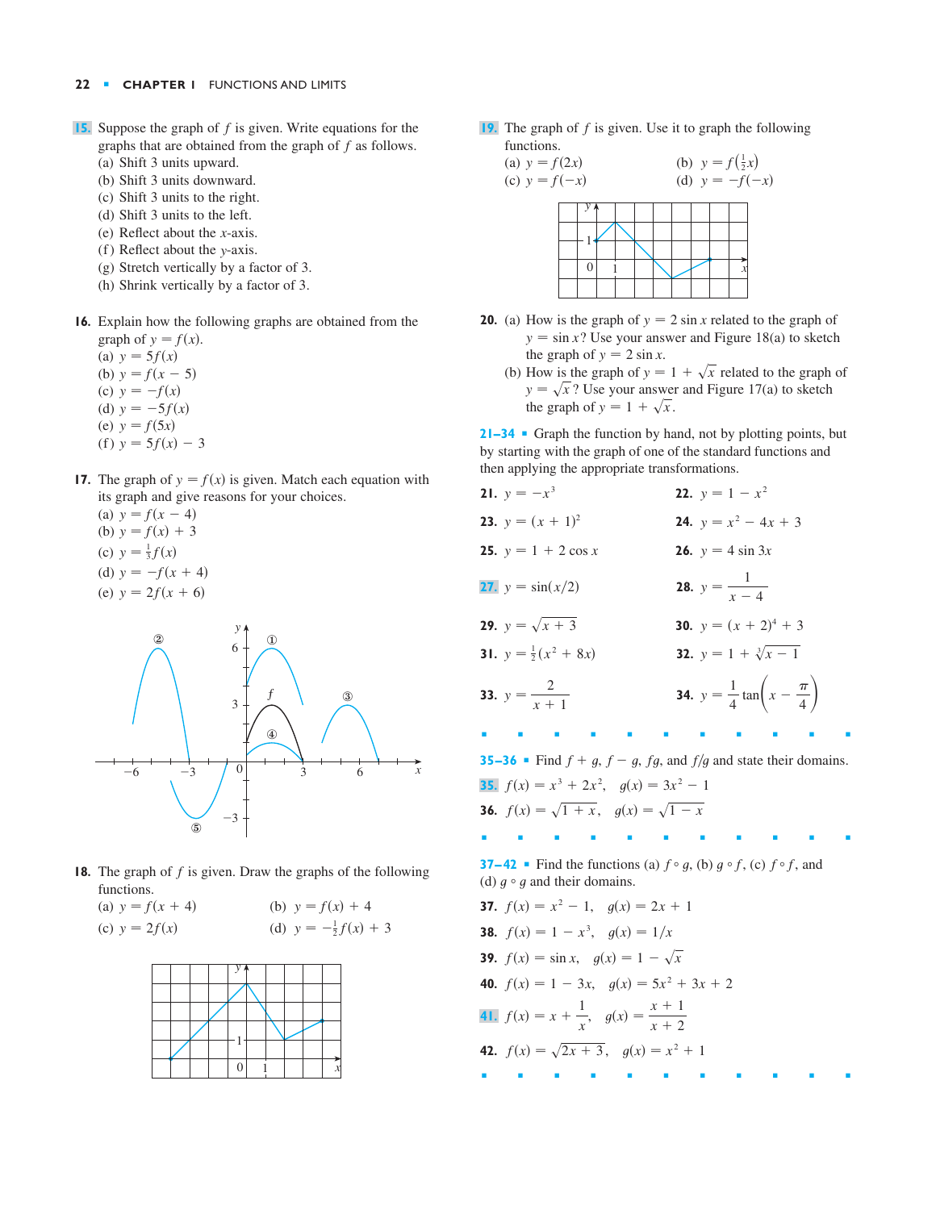**15.** Suppose the graph of $f$ is given. Write equations for the graphs that are obtained from the graph of $f$ as follows.
(a) Shift 3 units upward.
(b) Shift 3 units downward.
(c) Shift 3 units to the right.
(d) Shift 3 units to the left.
(e) Reflect about the $x$-axis.
(f) Reflect about the $y$-axis.
(g) Stretch vertically by a factor of 3.
(h) Shrink vertically by a factor of 3.

**16.** Explain how the following graphs are obtained from the graph of $y = f(x)$.
(a) $y = 5f(x)$
(b) $y = f(x - 5)$
(c) $y = -f(x)$
(d) $y = -5f(x)$
(e) $y = f(5x)$
(f) $y = 5f(x) - 3$

**17.** The graph of $y = f(x)$ is given. Match each equation with its graph and give reasons for your choices.
(a) $y = f(x - 4)$
(b) $y = f(x) + 3$
(c) $y = \frac{1}{3}f(x)$
(d) $y = -f(x + 4)$
(e) $y = 2f(x + 6)$

**18.** The graph of $f$ is given. Draw the graphs of the following functions.
(a) $y = f(x + 4)$ (b) $y = f(x) + 4$
(c) $y = 2f(x)$ (d) $y = -\frac{1}{2}f(x) + 3$

**19.** The graph of $f$ is given. Use it to graph the following functions.
(a) $y = f(2x)$ (b) $y = f\left(\frac{1}{2}x\right)$
(c) $y = f(-x)$ (d) $y = -f(-x)$

**20.** (a) How is the graph of $y = 2\sin x$ related to the graph of $y = \sin x$? Use your answer and Figure 18(a) to sketch the graph of $y = 2\sin x$.
(b) How is the graph of $y = 1 + \sqrt{x}$ related to the graph of $y = \sqrt{x}$? Use your answer and Figure 17(a) to sketch the graph of $y = 1 + \sqrt{x}$.

**21–34** ▪ Graph the function by hand, not by plotting points, but by starting with the graph of one of the standard functions and then applying the appropriate transformations.

**21.** $y = -x^3$ **22.** $y = 1 - x^2$

**23.** $y = (x + 1)^2$ **24.** $y = x^2 - 4x + 3$

**25.** $y = 1 + 2\cos x$ **26.** $y = 4\sin 3x$

**27.** $y = \sin(x/2)$ **28.** $y = \dfrac{1}{x - 4}$

**29.** $y = \sqrt{x + 3}$ **30.** $y = (x + 2)^4 + 3$

**31.** $y = \frac{1}{2}(x^2 + 8x)$ **32.** $y = 1 + \sqrt[3]{x - 1}$

**33.** $y = \dfrac{2}{x + 1}$ **34.** $y = \dfrac{1}{4}\tan\left(x - \dfrac{\pi}{4}\right)$

**35–36** ▪ Find $f + g$, $f - g$, $fg$, and $f/g$ and state their domains.

**35.** $f(x) = x^3 + 2x^2$, $g(x) = 3x^2 - 1$

**36.** $f(x) = \sqrt{1 + x}$, $g(x) = \sqrt{1 - x}$

**37–42** ▪ Find the functions (a) $f \circ g$, (b) $g \circ f$, (c) $f \circ f$, and (d) $g \circ g$ and their domains.

**37.** $f(x) = x^2 - 1$, $g(x) = 2x + 1$

**38.** $f(x) = 1 - x^3$, $g(x) = 1/x$

**39.** $f(x) = \sin x$, $g(x) = 1 - \sqrt{x}$

**40.** $f(x) = 1 - 3x$, $g(x) = 5x^2 + 3x + 2$

**41.** $f(x) = x + \dfrac{1}{x}$, $g(x) = \dfrac{x + 1}{x + 2}$

**42.** $f(x) = \sqrt{2x + 3}$, $g(x) = x^2 + 1$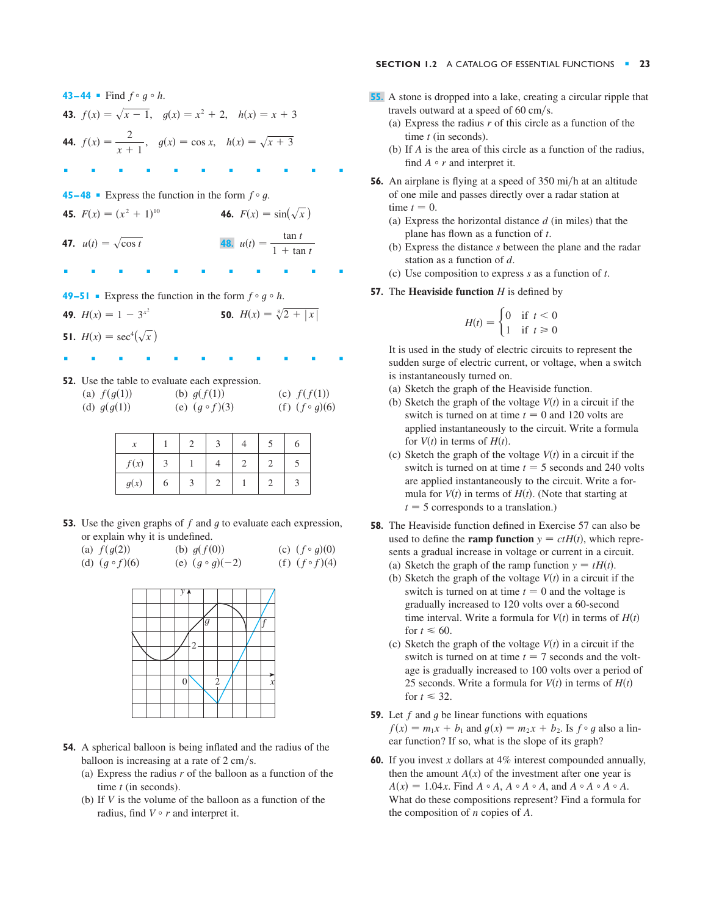**43–44** ▪ Find $f \circ g \circ h$.

**43.** $f(x) = \sqrt{x - 1}$, $g(x) = x^2 + 2$, $h(x) = x + 3$

**44.** $f(x) = \dfrac{2}{x + 1}$, $g(x) = \cos x$, $h(x) = \sqrt{x + 3}$

**45–48** ▪ Express the function in the form $f \circ g$.

**45.** $F(x) = (x^2 + 1)^{10}$

**46.** $F(x) = \sin(\sqrt{x})$

**47.** $u(t) = \sqrt{\cos t}$

**48.** $u(t) = \dfrac{\tan t}{1 + \tan t}$

**49–51** ▪ Express the function in the form $f \circ g \circ h$.

**49.** $H(x) = 1 - 3^{x^2}$

**50.** $H(x) = \sqrt[8]{2 + |x|}$

**51.** $H(x) = \sec^4(\sqrt{x})$

**52.** Use the table to evaluate each expression.

(a) $f(g(1))$ (b) $g(f(1))$ (c) $f(f(1))$
(d) $g(g(1))$ (e) $(g \circ f)(3)$ (f) $(f \circ g)(6)$

| $x$ | 1 | 2 | 3 | 4 | 5 | 6 |
|---|---|---|---|---|---|---|
| $f(x)$ | 3 | 1 | 4 | 2 | 2 | 5 |
| $g(x)$ | 6 | 3 | 2 | 1 | 2 | 3 |

**53.** Use the given graphs of $f$ and $g$ to evaluate each expression, or explain why it is undefined.

(a) $f(g(2))$ (b) $g(f(0))$ (c) $(f \circ g)(0)$
(d) $(g \circ f)(6)$ (e) $(g \circ g)(-2)$ (f) $(f \circ f)(4)$

**54.** A spherical balloon is being inflated and the radius of the balloon is increasing at a rate of 2 cm/s.

(a) Express the radius $r$ of the balloon as a function of the time $t$ (in seconds).
(b) If $V$ is the volume of the balloon as a function of the radius, find $V \circ r$ and interpret it.

**55.** A stone is dropped into a lake, creating a circular ripple that travels outward at a speed of 60 cm/s.

(a) Express the radius $r$ of this circle as a function of the time $t$ (in seconds).
(b) If $A$ is the area of this circle as a function of the radius, find $A \circ r$ and interpret it.

**56.** An airplane is flying at a speed of 350 mi/h at an altitude of one mile and passes directly over a radar station at time $t = 0$.

(a) Express the horizontal distance $d$ (in miles) that the plane has flown as a function of $t$.
(b) Express the distance $s$ between the plane and the radar station as a function of $d$.
(c) Use composition to express $s$ as a function of $t$.

**57.** The **Heaviside function** $H$ is defined by

$$H(t) = \begin{cases} 0 & \text{if } t < 0 \\ 1 & \text{if } t \geq 0 \end{cases}$$

It is used in the study of electric circuits to represent the sudden surge of electric current, or voltage, when a switch is instantaneously turned on.

(a) Sketch the graph of the Heaviside function.
(b) Sketch the graph of the voltage $V(t)$ in a circuit if the switch is turned on at time $t = 0$ and 120 volts are applied instantaneously to the circuit. Write a formula for $V(t)$ in terms of $H(t)$.
(c) Sketch the graph of the voltage $V(t)$ in a circuit if the switch is turned on at time $t = 5$ seconds and 240 volts are applied instantaneously to the circuit. Write a formula for $V(t)$ in terms of $H(t)$. (Note that starting at $t = 5$ corresponds to a translation.)

**58.** The Heaviside function defined in Exercise 57 can also be used to define the **ramp function** $y = ctH(t)$, which represents a gradual increase in voltage or current in a circuit.

(a) Sketch the graph of the ramp function $y = tH(t)$.
(b) Sketch the graph of the voltage $V(t)$ in a circuit if the switch is turned on at time $t = 0$ and the voltage is gradually increased to 120 volts over a 60-second time interval. Write a formula for $V(t)$ in terms of $H(t)$ for $t \leq 60$.
(c) Sketch the graph of the voltage $V(t)$ in a circuit if the switch is turned on at time $t = 7$ seconds and the voltage is gradually increased to 100 volts over a period of 25 seconds. Write a formula for $V(t)$ in terms of $H(t)$ for $t \leq 32$.

**59.** Let $f$ and $g$ be linear functions with equations $f(x) = m_1x + b_1$ and $g(x) = m_2x + b_2$. Is $f \circ g$ also a linear function? If so, what is the slope of its graph?

**60.** If you invest $x$ dollars at 4% interest compounded annually, then the amount $A(x)$ of the investment after one year is $A(x) = 1.04x$. Find $A \circ A$, $A \circ A \circ A$, and $A \circ A \circ A \circ A$. What do these compositions represent? Find a formula for the composition of $n$ copies of $A$.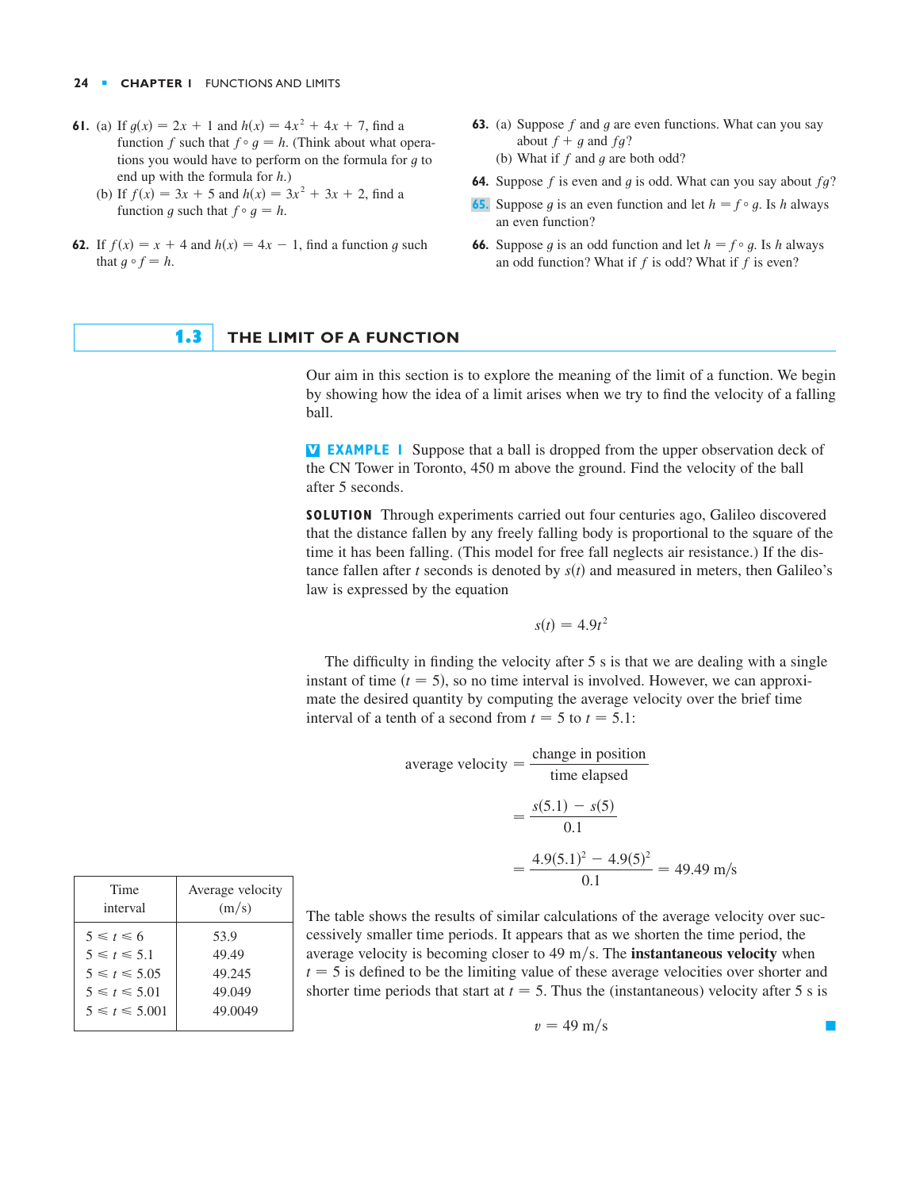**61.** (a) If $g(x) = 2x + 1$ and $h(x) = 4x^2 + 4x + 7$, find a function $f$ such that $f \circ g = h$. (Think about what operations you would have to perform on the formula for $g$ to end up with the formula for $h$.)

(b) If $f(x) = 3x + 5$ and $h(x) = 3x^2 + 3x + 2$, find a function $g$ such that $f \circ g = h$.

**62.** If $f(x) = x + 4$ and $h(x) = 4x - 1$, find a function $g$ such that $g \circ f = h$.

**63.** (a) Suppose $f$ and $g$ are even functions. What can you say about $f + g$ and $fg$?

(b) What if $f$ and $g$ are both odd?

**64.** Suppose $f$ is even and $g$ is odd. What can you say about $fg$?

**65.** Suppose $g$ is an even function and let $h = f \circ g$. Is $h$ always an even function?

**66.** Suppose $g$ is an odd function and let $h = f \circ g$. Is $h$ always an odd function? What if $f$ is odd? What if $f$ is even?

## 1.3 THE LIMIT OF A FUNCTION

Our aim in this section is to explore the meaning of the limit of a function. We begin by showing how the idea of a limit arises when we try to find the velocity of a falling ball.

**EXAMPLE 1** Suppose that a ball is dropped from the upper observation deck of the CN Tower in Toronto, 450 m above the ground. Find the velocity of the ball after 5 seconds.

**SOLUTION** Through experiments carried out four centuries ago, Galileo discovered that the distance fallen by any freely falling body is proportional to the square of the time it has been falling. (This model for free fall neglects air resistance.) If the distance fallen after $t$ seconds is denoted by $s(t)$ and measured in meters, then Galileo's law is expressed by the equation

$$s(t) = 4.9t^2$$

The difficulty in finding the velocity after 5 s is that we are dealing with a single instant of time ($t = 5$), so no time interval is involved. However, we can approximate the desired quantity by computing the average velocity over the brief time interval of a tenth of a second from $t = 5$ to $t = 5.1$:

$$\text{average velocity} = \frac{\text{change in position}}{\text{time elapsed}}$$

$$= \frac{s(5.1) - s(5)}{0.1}$$

$$= \frac{4.9(5.1)^2 - 4.9(5)^2}{0.1} = 49.49 \text{ m/s}$$

| Time interval | Average velocity (m/s) |
|---|---|
| $5 \leqslant t \leqslant 6$ | 53.9 |
| $5 \leqslant t \leqslant 5.1$ | 49.49 |
| $5 \leqslant t \leqslant 5.05$ | 49.245 |
| $5 \leqslant t \leqslant 5.01$ | 49.049 |
| $5 \leqslant t \leqslant 5.001$ | 49.0049 |

The table shows the results of similar calculations of the average velocity over successively smaller time periods. It appears that as we shorten the time period, the average velocity is becoming closer to 49 m/s. The **instantaneous velocity** when $t = 5$ is defined to be the limiting value of these average velocities over shorter and shorter time periods that start at $t = 5$. Thus the (instantaneous) velocity after 5 s is

$$v = 49 \text{ m/s}$$